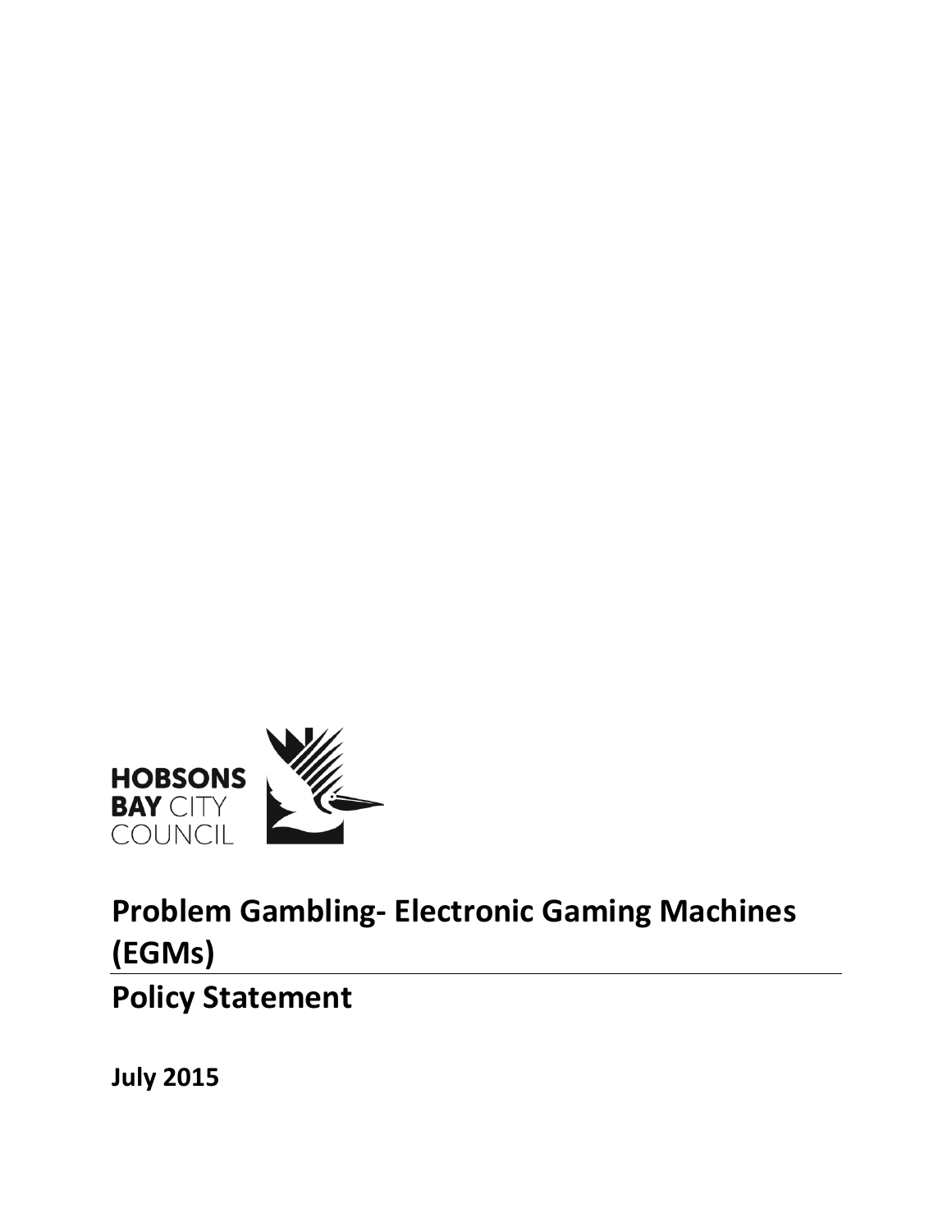HOBSONS BAY CITY COUNCIL

# Problem Gambling- Electronic Gaming Machines (EGMs)

## Policy Statement

**July 2015**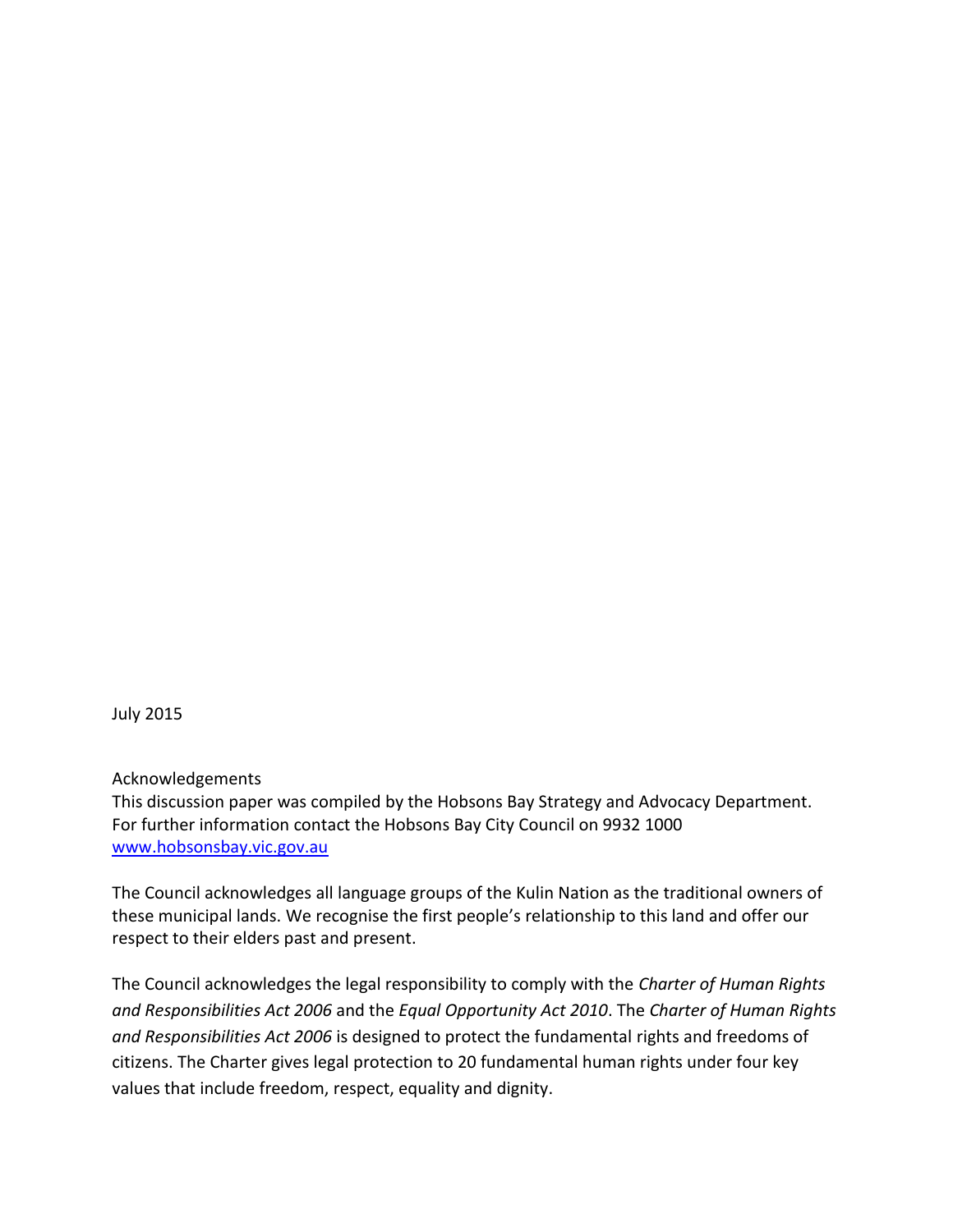July 2015

Acknowledgements
This discussion paper was compiled by the Hobsons Bay Strategy and Advocacy Department. For further information contact the Hobsons Bay City Council on 9932 1000
[www.hobsonsbay.vic.gov.au](http://www.hobsonsbay.vic.gov.au)

The Council acknowledges all language groups of the Kulin Nation as the traditional owners of these municipal lands. We recognise the first people's relationship to this land and offer our respect to their elders past and present.

The Council acknowledges the legal responsibility to comply with the *Charter of Human Rights and Responsibilities Act 2006* and the *Equal Opportunity Act 2010*. The *Charter of Human Rights and Responsibilities Act 2006* is designed to protect the fundamental rights and freedoms of citizens. The Charter gives legal protection to 20 fundamental human rights under four key values that include freedom, respect, equality and dignity.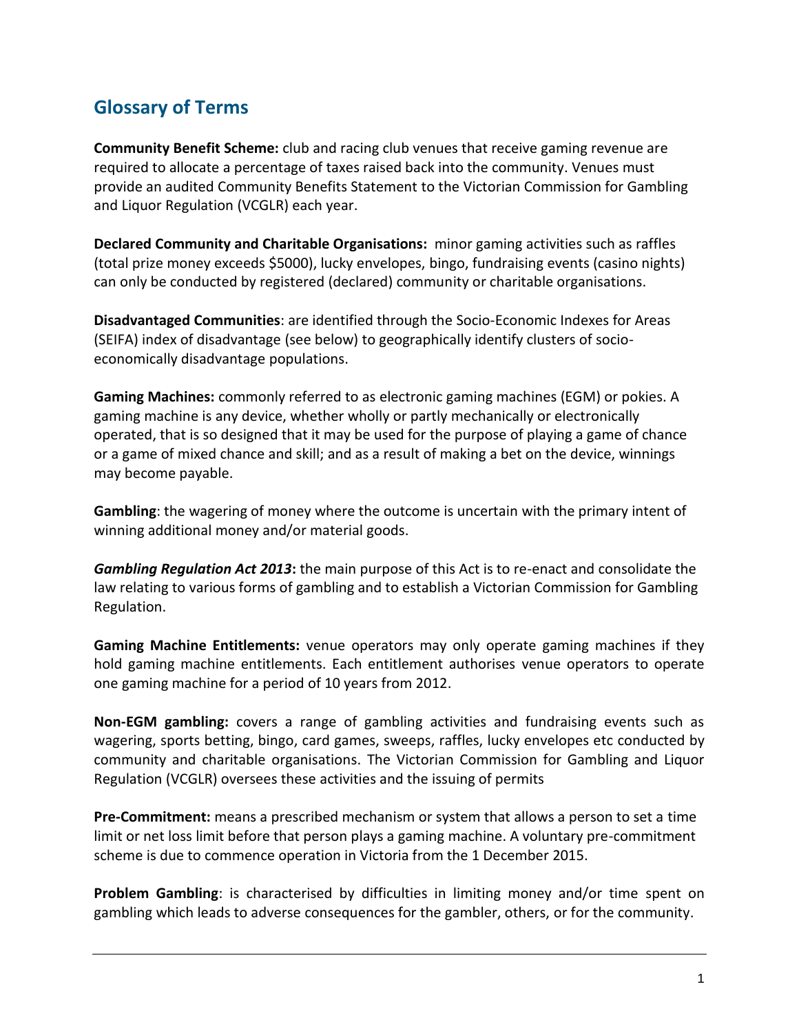## Glossary of Terms

**Community Benefit Scheme:** club and racing club venues that receive gaming revenue are required to allocate a percentage of taxes raised back into the community. Venues must provide an audited Community Benefits Statement to the Victorian Commission for Gambling and Liquor Regulation (VCGLR) each year.

**Declared Community and Charitable Organisations:** minor gaming activities such as raffles (total prize money exceeds $5000), lucky envelopes, bingo, fundraising events (casino nights) can only be conducted by registered (declared) community or charitable organisations.

**Disadvantaged Communities**: are identified through the Socio-Economic Indexes for Areas (SEIFA) index of disadvantage (see below) to geographically identify clusters of socio-economically disadvantage populations.

**Gaming Machines:** commonly referred to as electronic gaming machines (EGM) or pokies. A gaming machine is any device, whether wholly or partly mechanically or electronically operated, that is so designed that it may be used for the purpose of playing a game of chance or a game of mixed chance and skill; and as a result of making a bet on the device, winnings may become payable.

**Gambling**: the wagering of money where the outcome is uncertain with the primary intent of winning additional money and/or material goods.

***Gambling Regulation Act 2013*:** the main purpose of this Act is to re-enact and consolidate the law relating to various forms of gambling and to establish a Victorian Commission for Gambling Regulation.

**Gaming Machine Entitlements:** venue operators may only operate gaming machines if they hold gaming machine entitlements. Each entitlement authorises venue operators to operate one gaming machine for a period of 10 years from 2012.

**Non-EGM gambling:** covers a range of gambling activities and fundraising events such as wagering, sports betting, bingo, card games, sweeps, raffles, lucky envelopes etc conducted by community and charitable organisations. The Victorian Commission for Gambling and Liquor Regulation (VCGLR) oversees these activities and the issuing of permits

**Pre-Commitment:** means a prescribed mechanism or system that allows a person to set a time limit or net loss limit before that person plays a gaming machine. A voluntary pre-commitment scheme is due to commence operation in Victoria from the 1 December 2015.

**Problem Gambling**: is characterised by difficulties in limiting money and/or time spent on gambling which leads to adverse consequences for the gambler, others, or for the community.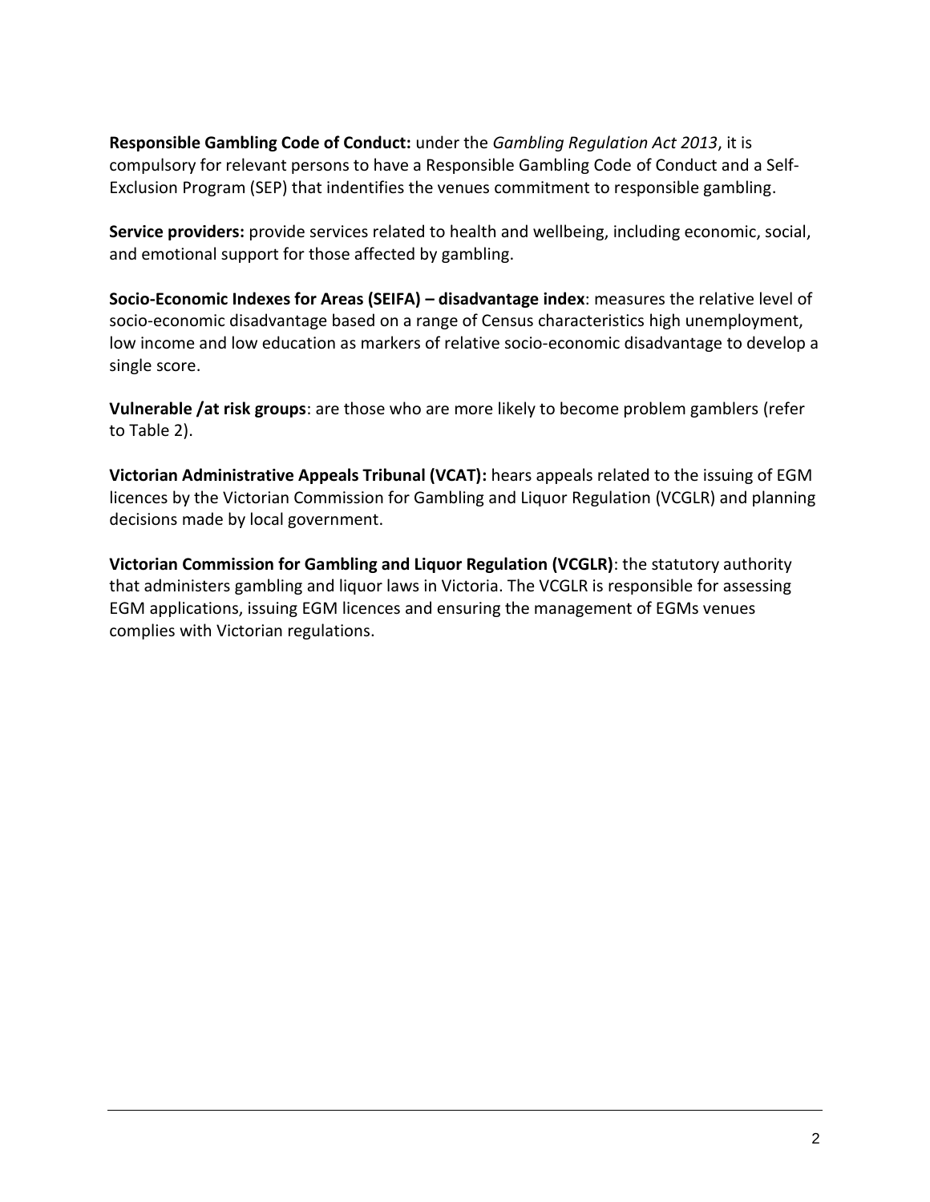**Responsible Gambling Code of Conduct:** under the *Gambling Regulation Act 2013*, it is compulsory for relevant persons to have a Responsible Gambling Code of Conduct and a Self-Exclusion Program (SEP) that indentifies the venues commitment to responsible gambling.

**Service providers:** provide services related to health and wellbeing, including economic, social, and emotional support for those affected by gambling.

**Socio-Economic Indexes for Areas (SEIFA) – disadvantage index**: measures the relative level of socio-economic disadvantage based on a range of Census characteristics high unemployment, low income and low education as markers of relative socio-economic disadvantage to develop a single score.

**Vulnerable /at risk groups**: are those who are more likely to become problem gamblers (refer to Table 2).

**Victorian Administrative Appeals Tribunal (VCAT):** hears appeals related to the issuing of EGM licences by the Victorian Commission for Gambling and Liquor Regulation (VCGLR) and planning decisions made by local government.

**Victorian Commission for Gambling and Liquor Regulation (VCGLR)**: the statutory authority that administers gambling and liquor laws in Victoria. The VCGLR is responsible for assessing EGM applications, issuing EGM licences and ensuring the management of EGMs venues complies with Victorian regulations.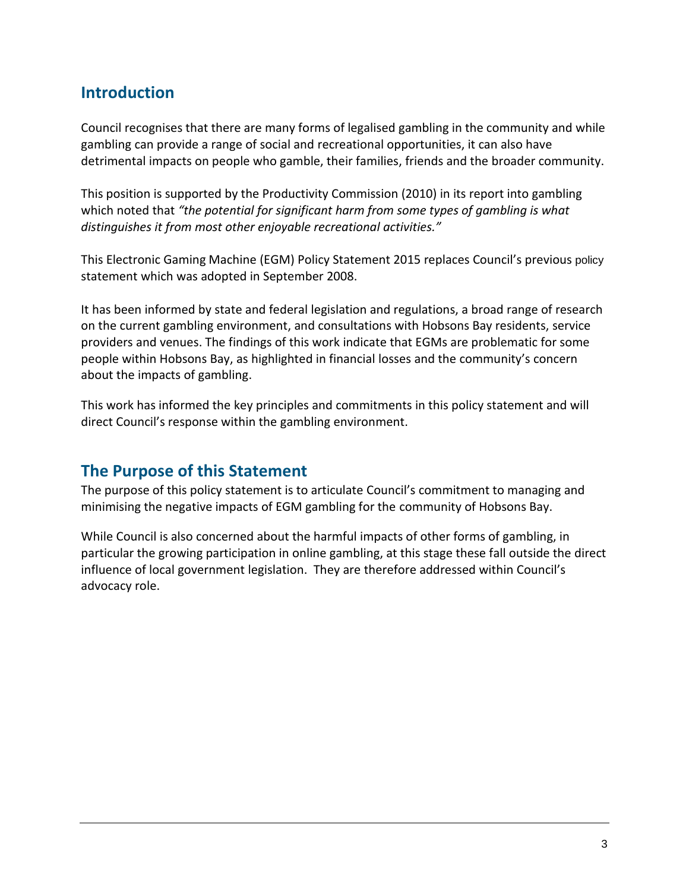## Introduction

Council recognises that there are many forms of legalised gambling in the community and while gambling can provide a range of social and recreational opportunities, it can also have detrimental impacts on people who gamble, their families, friends and the broader community.

This position is supported by the Productivity Commission (2010) in its report into gambling which noted that *"the potential for significant harm from some types of gambling is what distinguishes it from most other enjoyable recreational activities."*

This Electronic Gaming Machine (EGM) Policy Statement 2015 replaces Council's previous policy statement which was adopted in September 2008.

It has been informed by state and federal legislation and regulations, a broad range of research on the current gambling environment, and consultations with Hobsons Bay residents, service providers and venues. The findings of this work indicate that EGMs are problematic for some people within Hobsons Bay, as highlighted in financial losses and the community's concern about the impacts of gambling.

This work has informed the key principles and commitments in this policy statement and will direct Council's response within the gambling environment.

## The Purpose of this Statement

The purpose of this policy statement is to articulate Council's commitment to managing and minimising the negative impacts of EGM gambling for the community of Hobsons Bay.

While Council is also concerned about the harmful impacts of other forms of gambling, in particular the growing participation in online gambling, at this stage these fall outside the direct influence of local government legislation. They are therefore addressed within Council's advocacy role.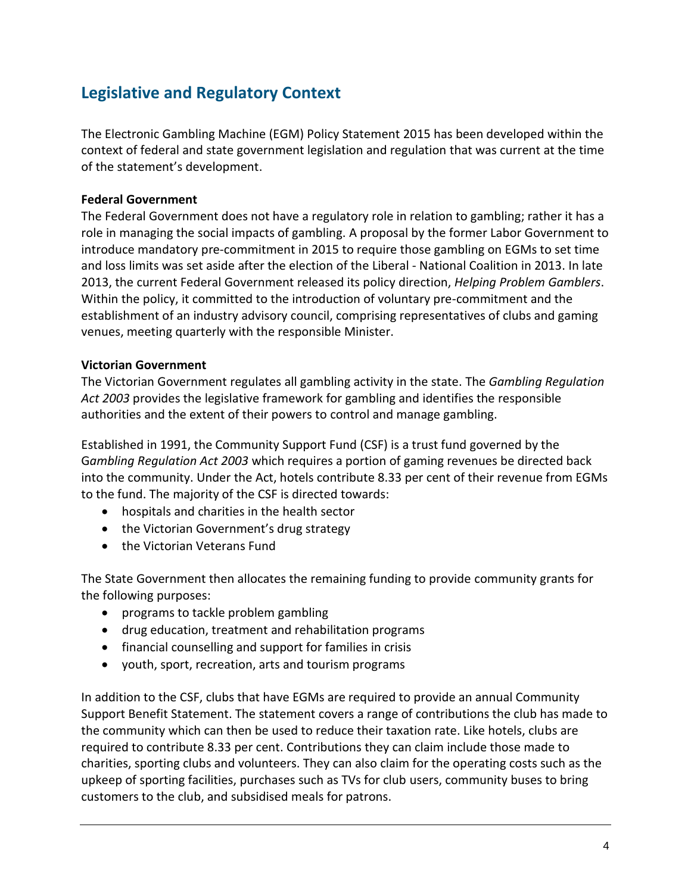## Legislative and Regulatory Context

The Electronic Gambling Machine (EGM) Policy Statement 2015 has been developed within the context of federal and state government legislation and regulation that was current at the time of the statement's development.

**Federal Government**
The Federal Government does not have a regulatory role in relation to gambling; rather it has a role in managing the social impacts of gambling. A proposal by the former Labor Government to introduce mandatory pre-commitment in 2015 to require those gambling on EGMs to set time and loss limits was set aside after the election of the Liberal - National Coalition in 2013. In late 2013, the current Federal Government released its policy direction, *Helping Problem Gamblers*. Within the policy, it committed to the introduction of voluntary pre-commitment and the establishment of an industry advisory council, comprising representatives of clubs and gaming venues, meeting quarterly with the responsible Minister.

**Victorian Government**
The Victorian Government regulates all gambling activity in the state. The *Gambling Regulation Act 2003* provides the legislative framework for gambling and identifies the responsible authorities and the extent of their powers to control and manage gambling.

Established in 1991, the Community Support Fund (CSF) is a trust fund governed by the G*ambling Regulation Act 2003* which requires a portion of gaming revenues be directed back into the community. Under the Act, hotels contribute 8.33 per cent of their revenue from EGMs to the fund. The majority of the CSF is directed towards:

- hospitals and charities in the health sector
- the Victorian Government's drug strategy
- the Victorian Veterans Fund

The State Government then allocates the remaining funding to provide community grants for the following purposes:

- programs to tackle problem gambling
- drug education, treatment and rehabilitation programs
- financial counselling and support for families in crisis
- youth, sport, recreation, arts and tourism programs

In addition to the CSF, clubs that have EGMs are required to provide an annual Community Support Benefit Statement. The statement covers a range of contributions the club has made to the community which can then be used to reduce their taxation rate. Like hotels, clubs are required to contribute 8.33 per cent. Contributions they can claim include those made to charities, sporting clubs and volunteers. They can also claim for the operating costs such as the upkeep of sporting facilities, purchases such as TVs for club users, community buses to bring customers to the club, and subsidised meals for patrons.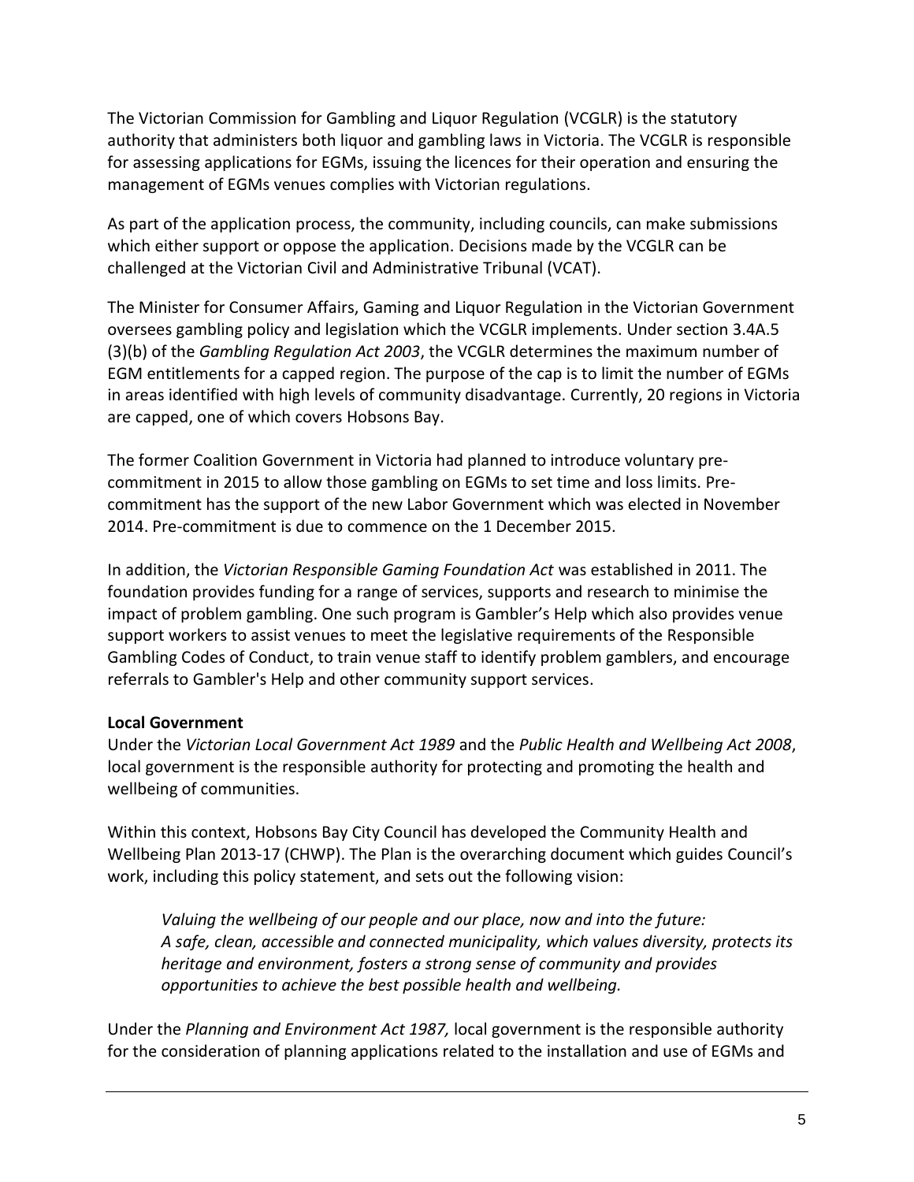The Victorian Commission for Gambling and Liquor Regulation (VCGLR) is the statutory authority that administers both liquor and gambling laws in Victoria. The VCGLR is responsible for assessing applications for EGMs, issuing the licences for their operation and ensuring the management of EGMs venues complies with Victorian regulations.

As part of the application process, the community, including councils, can make submissions which either support or oppose the application. Decisions made by the VCGLR can be challenged at the Victorian Civil and Administrative Tribunal (VCAT).

The Minister for Consumer Affairs, Gaming and Liquor Regulation in the Victorian Government oversees gambling policy and legislation which the VCGLR implements. Under section 3.4A.5 (3)(b) of the *Gambling Regulation Act 2003*, the VCGLR determines the maximum number of EGM entitlements for a capped region. The purpose of the cap is to limit the number of EGMs in areas identified with high levels of community disadvantage. Currently, 20 regions in Victoria are capped, one of which covers Hobsons Bay.

The former Coalition Government in Victoria had planned to introduce voluntary pre-commitment in 2015 to allow those gambling on EGMs to set time and loss limits. Pre-commitment has the support of the new Labor Government which was elected in November 2014. Pre-commitment is due to commence on the 1 December 2015.

In addition, the *Victorian Responsible Gaming Foundation Act* was established in 2011. The foundation provides funding for a range of services, supports and research to minimise the impact of problem gambling. One such program is Gambler's Help which also provides venue support workers to assist venues to meet the legislative requirements of the Responsible Gambling Codes of Conduct, to train venue staff to identify problem gamblers, and encourage referrals to Gambler's Help and other community support services.

**Local Government**

Under the *Victorian Local Government Act 1989* and the *Public Health and Wellbeing Act 2008*, local government is the responsible authority for protecting and promoting the health and wellbeing of communities.

Within this context, Hobsons Bay City Council has developed the Community Health and Wellbeing Plan 2013-17 (CHWP). The Plan is the overarching document which guides Council's work, including this policy statement, and sets out the following vision:

> *Valuing the wellbeing of our people and our place, now and into the future: A safe, clean, accessible and connected municipality, which values diversity, protects its heritage and environment, fosters a strong sense of community and provides opportunities to achieve the best possible health and wellbeing.*

Under the *Planning and Environment Act 1987,* local government is the responsible authority for the consideration of planning applications related to the installation and use of EGMs and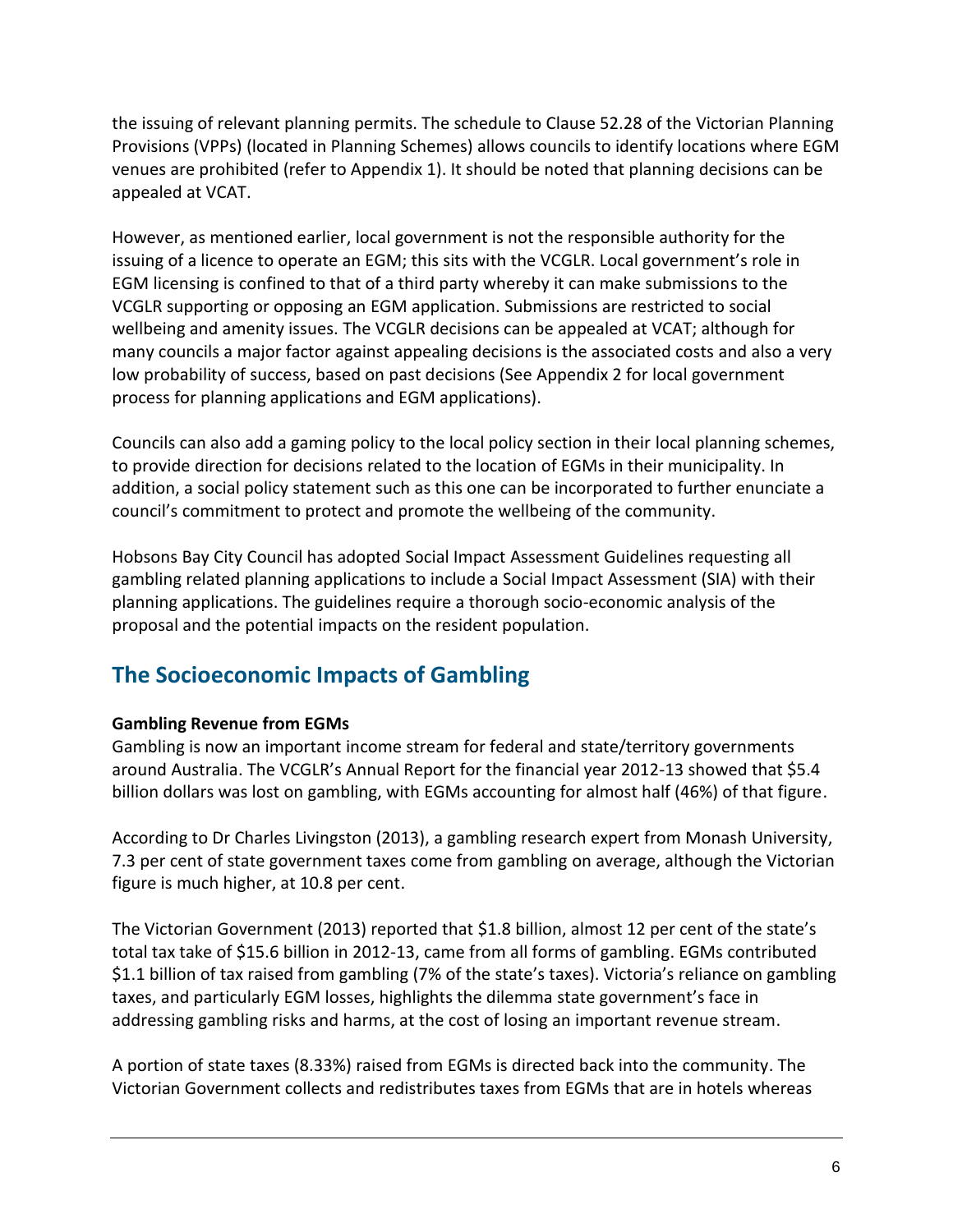the issuing of relevant planning permits. The schedule to Clause 52.28 of the Victorian Planning Provisions (VPPs) (located in Planning Schemes) allows councils to identify locations where EGM venues are prohibited (refer to Appendix 1). It should be noted that planning decisions can be appealed at VCAT.

However, as mentioned earlier, local government is not the responsible authority for the issuing of a licence to operate an EGM; this sits with the VCGLR. Local government's role in EGM licensing is confined to that of a third party whereby it can make submissions to the VCGLR supporting or opposing an EGM application. Submissions are restricted to social wellbeing and amenity issues. The VCGLR decisions can be appealed at VCAT; although for many councils a major factor against appealing decisions is the associated costs and also a very low probability of success, based on past decisions (See Appendix 2 for local government process for planning applications and EGM applications).

Councils can also add a gaming policy to the local policy section in their local planning schemes, to provide direction for decisions related to the location of EGMs in their municipality. In addition, a social policy statement such as this one can be incorporated to further enunciate a council's commitment to protect and promote the wellbeing of the community.

Hobsons Bay City Council has adopted Social Impact Assessment Guidelines requesting all gambling related planning applications to include a Social Impact Assessment (SIA) with their planning applications. The guidelines require a thorough socio-economic analysis of the proposal and the potential impacts on the resident population.

## The Socioeconomic Impacts of Gambling

**Gambling Revenue from EGMs**

Gambling is now an important income stream for federal and state/territory governments around Australia. The VCGLR's Annual Report for the financial year 2012-13 showed that $5.4 billion dollars was lost on gambling, with EGMs accounting for almost half (46%) of that figure.

According to Dr Charles Livingston (2013), a gambling research expert from Monash University, 7.3 per cent of state government taxes come from gambling on average, although the Victorian figure is much higher, at 10.8 per cent.

The Victorian Government (2013) reported that $1.8 billion, almost 12 per cent of the state's total tax take of $15.6 billion in 2012-13, came from all forms of gambling. EGMs contributed $1.1 billion of tax raised from gambling (7% of the state's taxes). Victoria's reliance on gambling taxes, and particularly EGM losses, highlights the dilemma state government's face in addressing gambling risks and harms, at the cost of losing an important revenue stream.

A portion of state taxes (8.33%) raised from EGMs is directed back into the community. The Victorian Government collects and redistributes taxes from EGMs that are in hotels whereas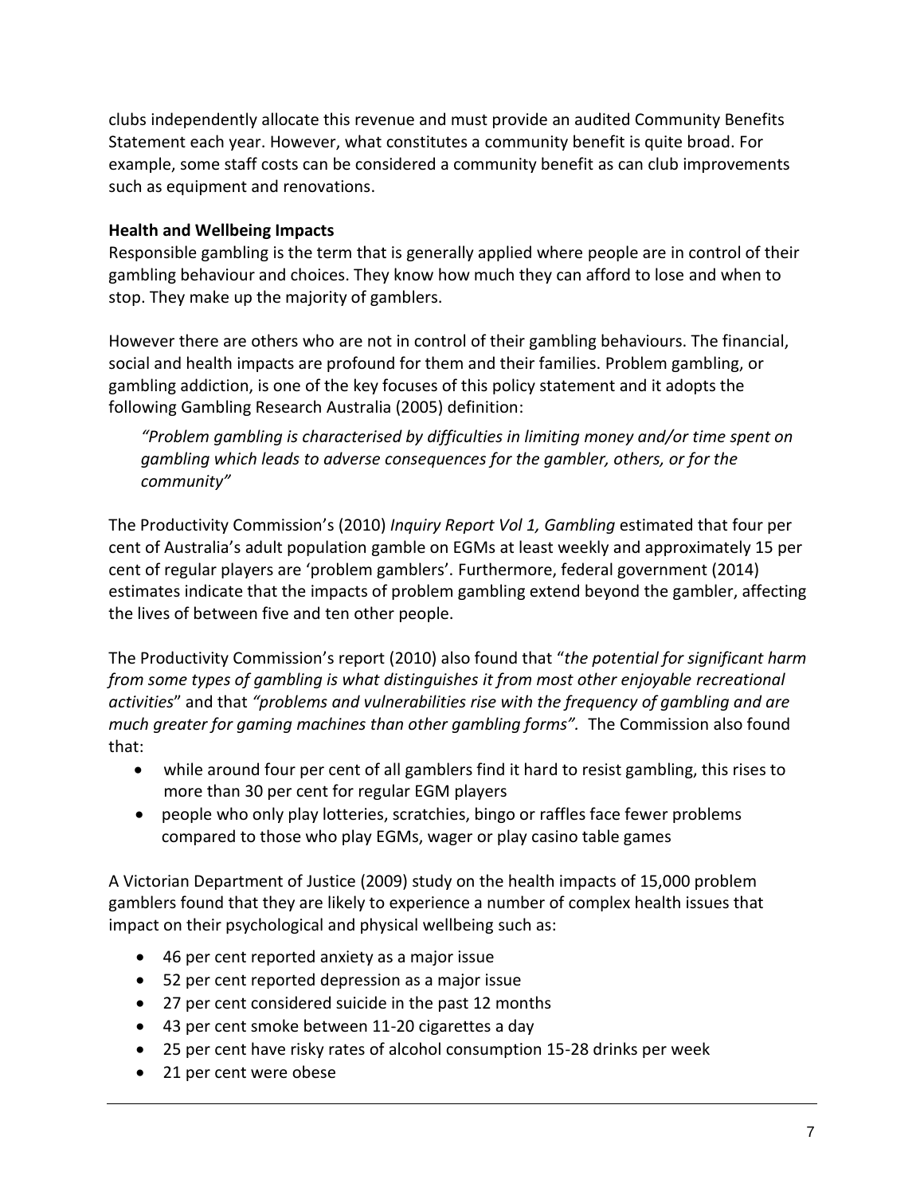clubs independently allocate this revenue and must provide an audited Community Benefits Statement each year. However, what constitutes a community benefit is quite broad. For example, some staff costs can be considered a community benefit as can club improvements such as equipment and renovations.

**Health and Wellbeing Impacts**

Responsible gambling is the term that is generally applied where people are in control of their gambling behaviour and choices. They know how much they can afford to lose and when to stop. They make up the majority of gamblers.

However there are others who are not in control of their gambling behaviours. The financial, social and health impacts are profound for them and their families. Problem gambling, or gambling addiction, is one of the key focuses of this policy statement and it adopts the following Gambling Research Australia (2005) definition:

> *"Problem gambling is characterised by difficulties in limiting money and/or time spent on gambling which leads to adverse consequences for the gambler, others, or for the community"*

The Productivity Commission's (2010) *Inquiry Report Vol 1, Gambling* estimated that four per cent of Australia's adult population gamble on EGMs at least weekly and approximately 15 per cent of regular players are 'problem gamblers'. Furthermore, federal government (2014) estimates indicate that the impacts of problem gambling extend beyond the gambler, affecting the lives of between five and ten other people.

The Productivity Commission's report (2010) also found that "*the potential for significant harm from some types of gambling is what distinguishes it from most other enjoyable recreational activities*" and that *"problems and vulnerabilities rise with the frequency of gambling and are much greater for gaming machines than other gambling forms".* The Commission also found that:

- while around four per cent of all gamblers find it hard to resist gambling, this rises to more than 30 per cent for regular EGM players
- people who only play lotteries, scratchies, bingo or raffles face fewer problems compared to those who play EGMs, wager or play casino table games

A Victorian Department of Justice (2009) study on the health impacts of 15,000 problem gamblers found that they are likely to experience a number of complex health issues that impact on their psychological and physical wellbeing such as:

- 46 per cent reported anxiety as a major issue
- 52 per cent reported depression as a major issue
- 27 per cent considered suicide in the past 12 months
- 43 per cent smoke between 11-20 cigarettes a day
- 25 per cent have risky rates of alcohol consumption 15-28 drinks per week
- 21 per cent were obese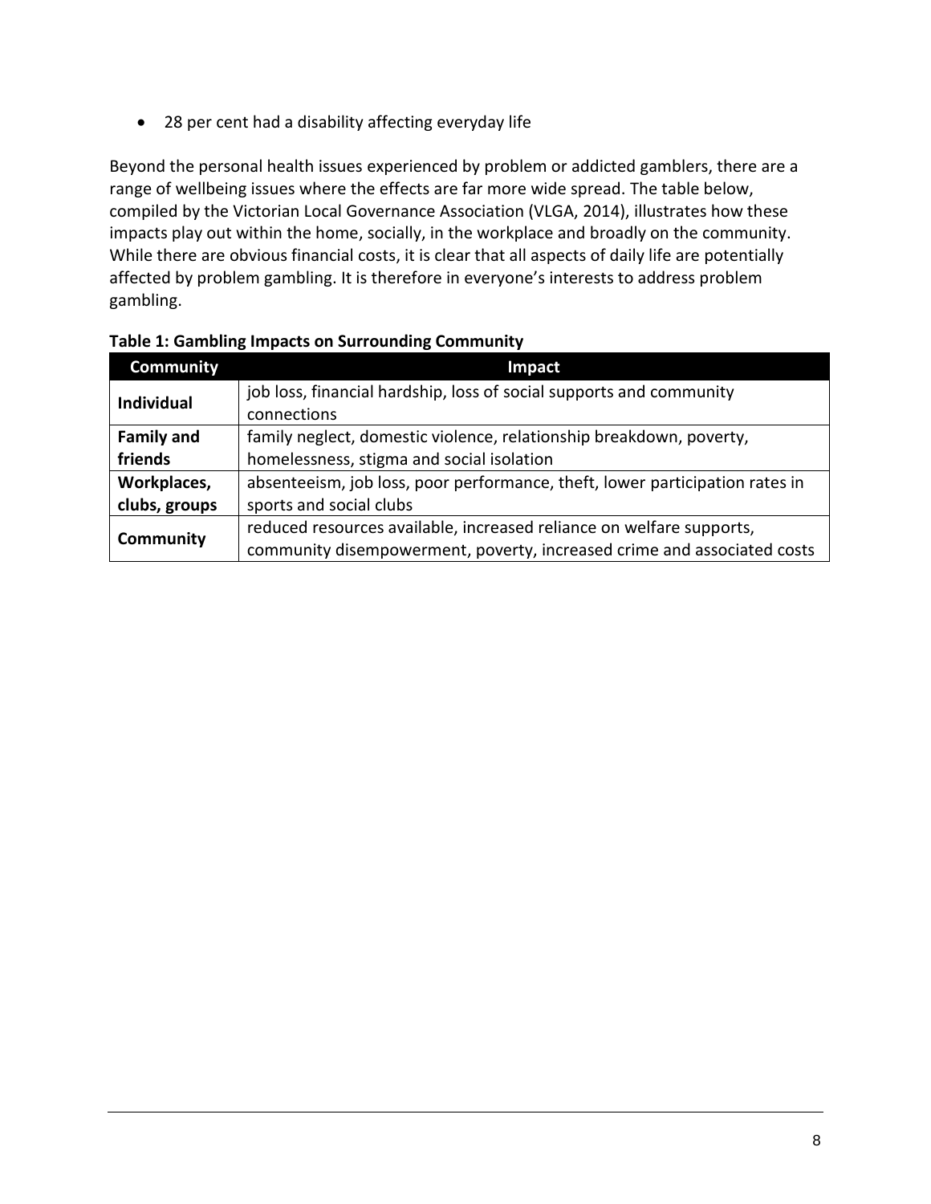- 28 per cent had a disability affecting everyday life

Beyond the personal health issues experienced by problem or addicted gamblers, there are a range of wellbeing issues where the effects are far more wide spread. The table below, compiled by the Victorian Local Governance Association (VLGA, 2014), illustrates how these impacts play out within the home, socially, in the workplace and broadly on the community. While there are obvious financial costs, it is clear that all aspects of daily life are potentially affected by problem gambling. It is therefore in everyone's interests to address problem gambling.

**Table 1: Gambling Impacts on Surrounding Community**

| Community | Impact |
|---|---|
| **Individual** | job loss, financial hardship, loss of social supports and community connections |
| **Family and friends** | family neglect, domestic violence, relationship breakdown, poverty, homelessness, stigma and social isolation |
| **Workplaces, clubs, groups** | absenteeism, job loss, poor performance, theft, lower participation rates in sports and social clubs |
| **Community** | reduced resources available, increased reliance on welfare supports, community disempowerment, poverty, increased crime and associated costs |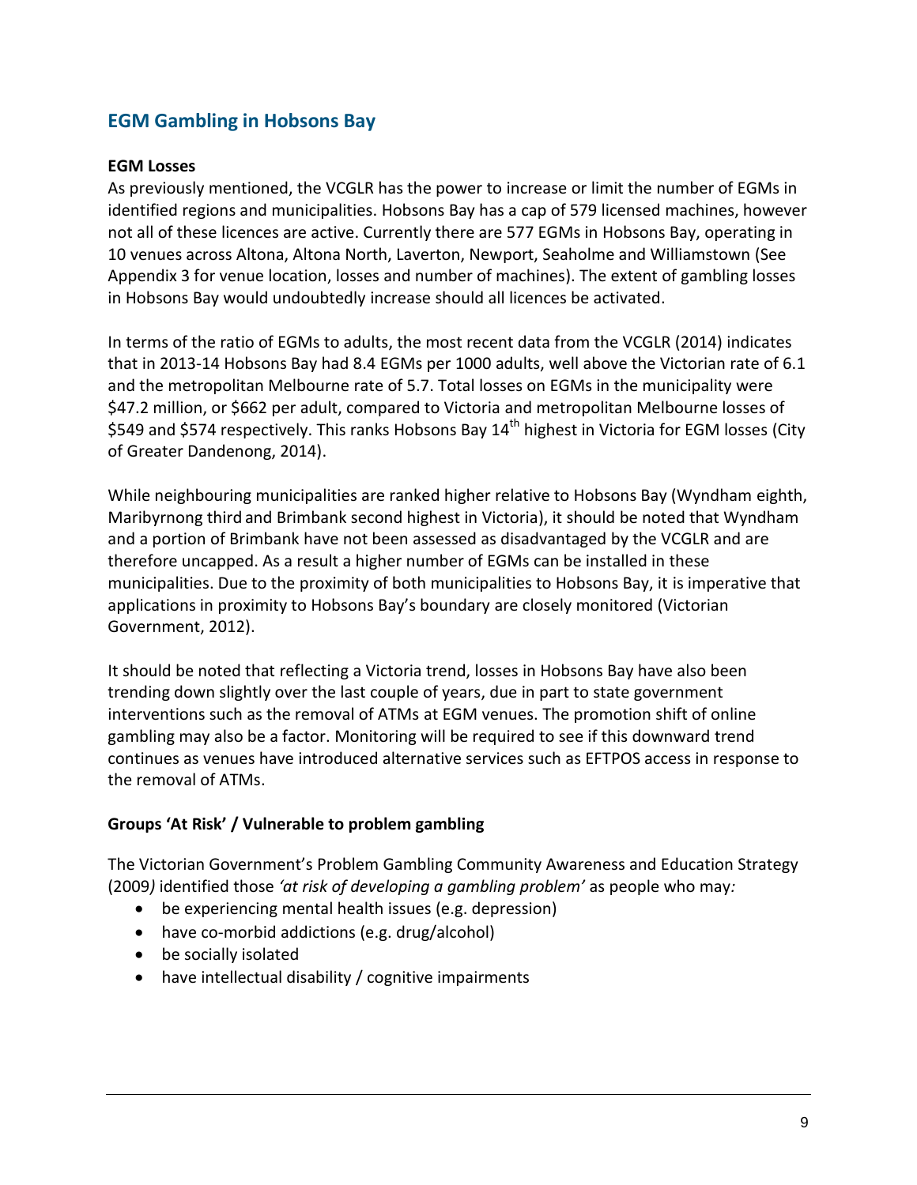## EGM Gambling in Hobsons Bay

**EGM Losses**

As previously mentioned, the VCGLR has the power to increase or limit the number of EGMs in identified regions and municipalities. Hobsons Bay has a cap of 579 licensed machines, however not all of these licences are active. Currently there are 577 EGMs in Hobsons Bay, operating in 10 venues across Altona, Altona North, Laverton, Newport, Seaholme and Williamstown (See Appendix 3 for venue location, losses and number of machines). The extent of gambling losses in Hobsons Bay would undoubtedly increase should all licences be activated.

In terms of the ratio of EGMs to adults, the most recent data from the VCGLR (2014) indicates that in 2013-14 Hobsons Bay had 8.4 EGMs per 1000 adults, well above the Victorian rate of 6.1 and the metropolitan Melbourne rate of 5.7. Total losses on EGMs in the municipality were $47.2 million, or $662 per adult, compared to Victoria and metropolitan Melbourne losses of $549 and $574 respectively. This ranks Hobsons Bay 14th highest in Victoria for EGM losses (City of Greater Dandenong, 2014).

While neighbouring municipalities are ranked higher relative to Hobsons Bay (Wyndham eighth, Maribyrnong third and Brimbank second highest in Victoria), it should be noted that Wyndham and a portion of Brimbank have not been assessed as disadvantaged by the VCGLR and are therefore uncapped. As a result a higher number of EGMs can be installed in these municipalities. Due to the proximity of both municipalities to Hobsons Bay, it is imperative that applications in proximity to Hobsons Bay's boundary are closely monitored (Victorian Government, 2012).

It should be noted that reflecting a Victoria trend, losses in Hobsons Bay have also been trending down slightly over the last couple of years, due in part to state government interventions such as the removal of ATMs at EGM venues. The promotion shift of online gambling may also be a factor. Monitoring will be required to see if this downward trend continues as venues have introduced alternative services such as EFTPOS access in response to the removal of ATMs.

**Groups 'At Risk' / Vulnerable to problem gambling**

The Victorian Government's Problem Gambling Community Awareness and Education Strategy (2009) identified those *'at risk of developing a gambling problem'* as people who may:

- be experiencing mental health issues (e.g. depression)
- have co-morbid addictions (e.g. drug/alcohol)
- be socially isolated
- have intellectual disability / cognitive impairments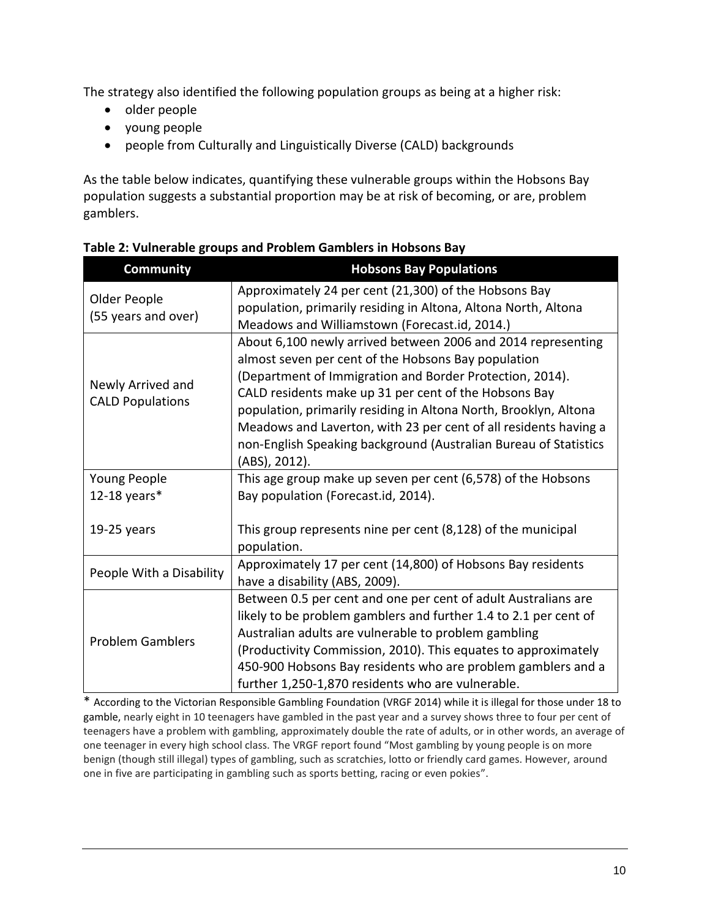The strategy also identified the following population groups as being at a higher risk:

- older people
- young people
- people from Culturally and Linguistically Diverse (CALD) backgrounds

As the table below indicates, quantifying these vulnerable groups within the Hobsons Bay population suggests a substantial proportion may be at risk of becoming, or are, problem gamblers.

**Table 2: Vulnerable groups and Problem Gamblers in Hobsons Bay**

| Community | Hobsons Bay Populations |
|---|---|
| Older People (55 years and over) | Approximately 24 per cent (21,300) of the Hobsons Bay population, primarily residing in Altona, Altona North, Altona Meadows and Williamstown (Forecast.id, 2014.) |
| Newly Arrived and CALD Populations | About 6,100 newly arrived between 2006 and 2014 representing almost seven per cent of the Hobsons Bay population (Department of Immigration and Border Protection, 2014). CALD residents make up 31 per cent of the Hobsons Bay population, primarily residing in Altona North, Brooklyn, Altona Meadows and Laverton, with 23 per cent of all residents having a non-English Speaking background (Australian Bureau of Statistics (ABS), 2012). |
| Young People 12-18 years* | This age group make up seven per cent (6,578) of the Hobsons Bay population (Forecast.id, 2014). |
| 19-25 years | This group represents nine per cent (8,128) of the municipal population. |
| People With a Disability | Approximately 17 per cent (14,800) of Hobsons Bay residents have a disability (ABS, 2009). |
| Problem Gamblers | Between 0.5 per cent and one per cent of adult Australians are likely to be problem gamblers and further 1.4 to 2.1 per cent of Australian adults are vulnerable to problem gambling (Productivity Commission, 2010). This equates to approximately 450-900 Hobsons Bay residents who are problem gamblers and a further 1,250-1,870 residents who are vulnerable. |

* According to the Victorian Responsible Gambling Foundation (VRGF 2014) while it is illegal for those under 18 to gamble, nearly eight in 10 teenagers have gambled in the past year and a survey shows three to four per cent of teenagers have a problem with gambling, approximately double the rate of adults, or in other words, an average of one teenager in every high school class. The VRGF report found "Most gambling by young people is on more benign (though still illegal) types of gambling, such as scratchies, lotto or friendly card games. However, around one in five are participating in gambling such as sports betting, racing or even pokies".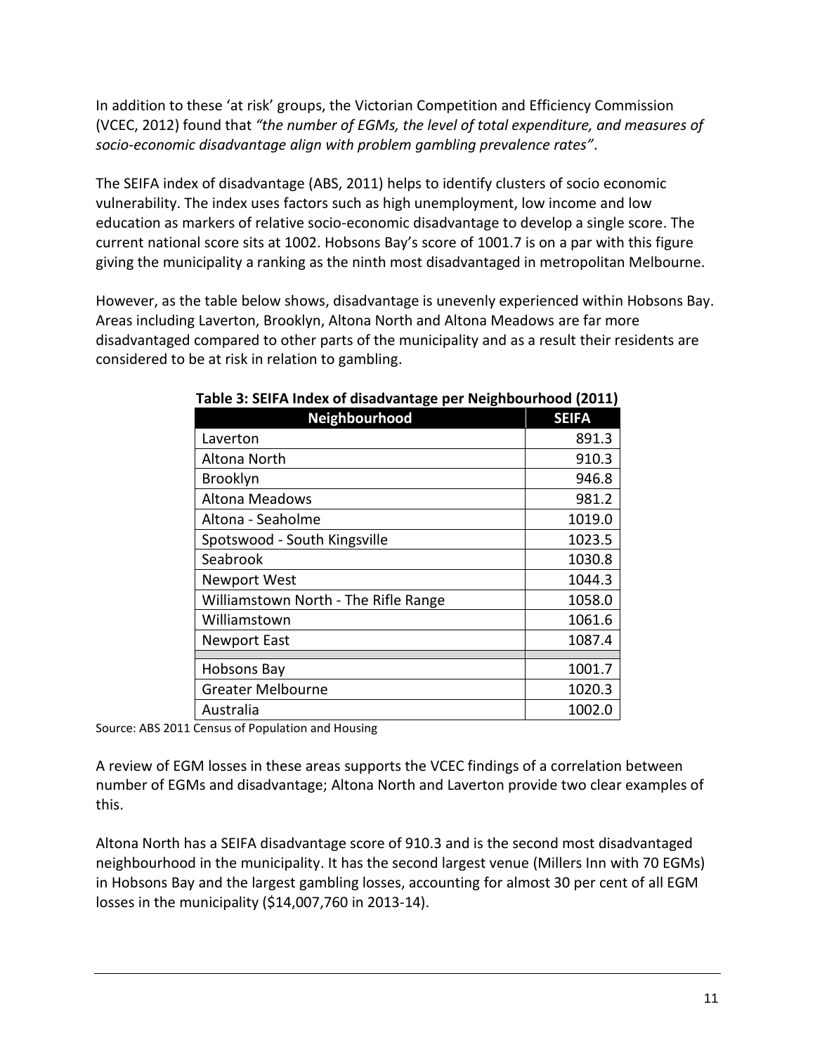In addition to these 'at risk' groups, the Victorian Competition and Efficiency Commission (VCEC, 2012) found that *"the number of EGMs, the level of total expenditure, and measures of socio-economic disadvantage align with problem gambling prevalence rates"*.

The SEIFA index of disadvantage (ABS, 2011) helps to identify clusters of socio economic vulnerability. The index uses factors such as high unemployment, low income and low education as markers of relative socio-economic disadvantage to develop a single score. The current national score sits at 1002. Hobsons Bay's score of 1001.7 is on a par with this figure giving the municipality a ranking as the ninth most disadvantaged in metropolitan Melbourne.

However, as the table below shows, disadvantage is unevenly experienced within Hobsons Bay. Areas including Laverton, Brooklyn, Altona North and Altona Meadows are far more disadvantaged compared to other parts of the municipality and as a result their residents are considered to be at risk in relation to gambling.

**Table 3: SEIFA Index of disadvantage per Neighbourhood (2011)**

| Neighbourhood | SEIFA |
|---|---|
| Laverton | 891.3 |
| Altona North | 910.3 |
| Brooklyn | 946.8 |
| Altona Meadows | 981.2 |
| Altona - Seaholme | 1019.0 |
| Spotswood - South Kingsville | 1023.5 |
| Seabrook | 1030.8 |
| Newport West | 1044.3 |
| Williamstown North - The Rifle Range | 1058.0 |
| Williamstown | 1061.6 |
| Newport East | 1087.4 |
| | |
| Hobsons Bay | 1001.7 |
| Greater Melbourne | 1020.3 |
| Australia | 1002.0 |

Source: ABS 2011 Census of Population and Housing

A review of EGM losses in these areas supports the VCEC findings of a correlation between number of EGMs and disadvantage; Altona North and Laverton provide two clear examples of this.

Altona North has a SEIFA disadvantage score of 910.3 and is the second most disadvantaged neighbourhood in the municipality. It has the second largest venue (Millers Inn with 70 EGMs) in Hobsons Bay and the largest gambling losses, accounting for almost 30 per cent of all EGM losses in the municipality ($14,007,760 in 2013-14).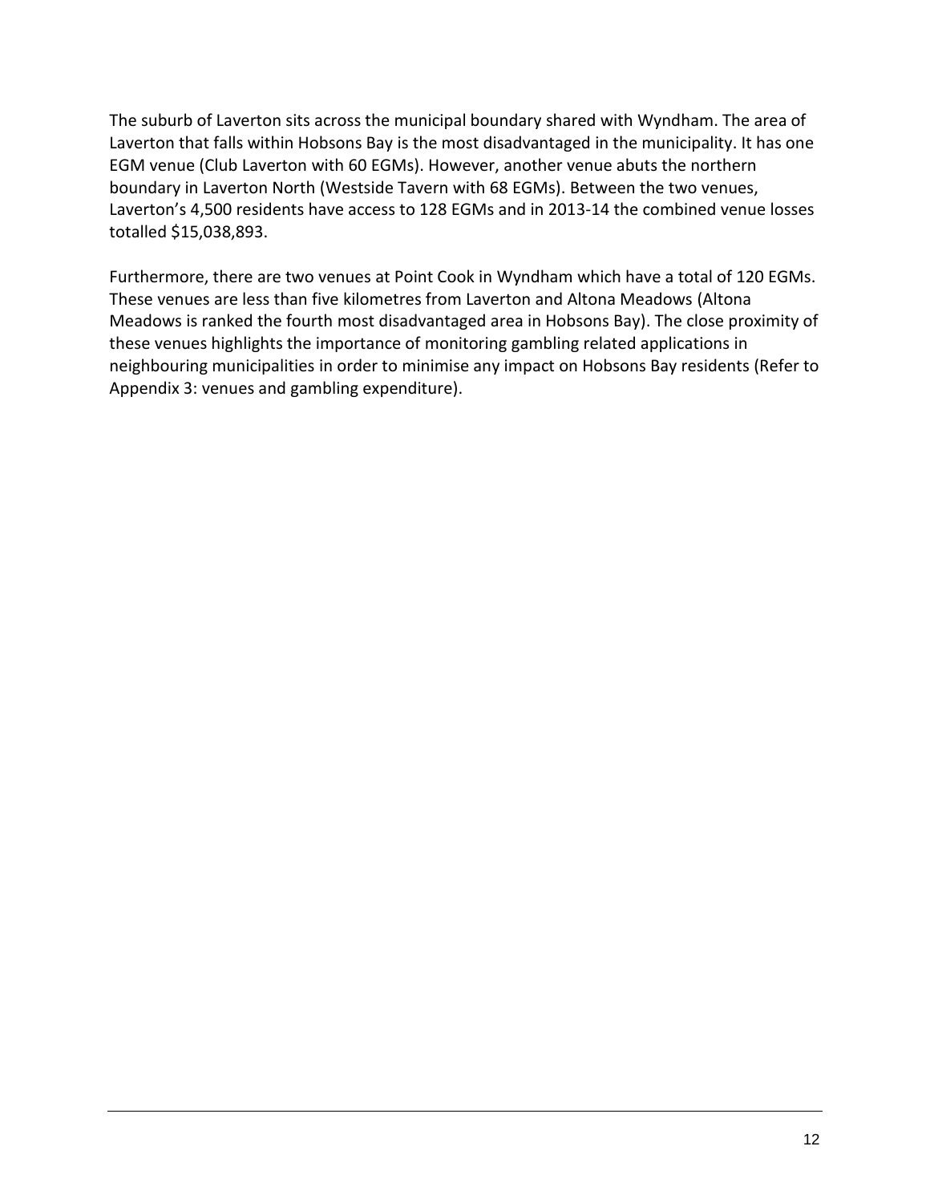The suburb of Laverton sits across the municipal boundary shared with Wyndham. The area of Laverton that falls within Hobsons Bay is the most disadvantaged in the municipality. It has one EGM venue (Club Laverton with 60 EGMs). However, another venue abuts the northern boundary in Laverton North (Westside Tavern with 68 EGMs). Between the two venues, Laverton's 4,500 residents have access to 128 EGMs and in 2013-14 the combined venue losses totalled $15,038,893.

Furthermore, there are two venues at Point Cook in Wyndham which have a total of 120 EGMs. These venues are less than five kilometres from Laverton and Altona Meadows (Altona Meadows is ranked the fourth most disadvantaged area in Hobsons Bay). The close proximity of these venues highlights the importance of monitoring gambling related applications in neighbouring municipalities in order to minimise any impact on Hobsons Bay residents (Refer to Appendix 3: venues and gambling expenditure).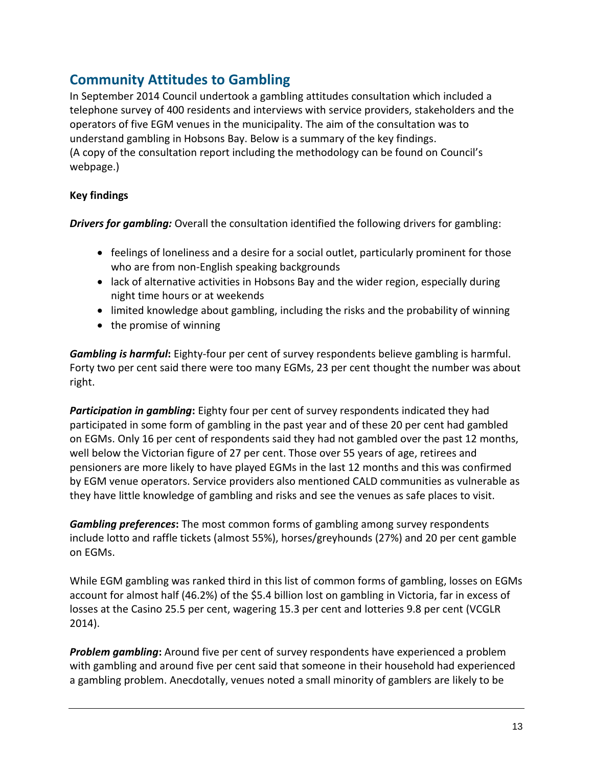## Community Attitudes to Gambling

In September 2014 Council undertook a gambling attitudes consultation which included a telephone survey of 400 residents and interviews with service providers, stakeholders and the operators of five EGM venues in the municipality. The aim of the consultation was to understand gambling in Hobsons Bay. Below is a summary of the key findings.
(A copy of the consultation report including the methodology can be found on Council's webpage.)

**Key findings**

***Drivers for gambling:*** Overall the consultation identified the following drivers for gambling:

- feelings of loneliness and a desire for a social outlet, particularly prominent for those who are from non-English speaking backgrounds
- lack of alternative activities in Hobsons Bay and the wider region, especially during night time hours or at weekends
- limited knowledge about gambling, including the risks and the probability of winning
- the promise of winning

***Gambling is harmful*****:** Eighty-four per cent of survey respondents believe gambling is harmful. Forty two per cent said there were too many EGMs, 23 per cent thought the number was about right.

***Participation in gambling*****:** Eighty four per cent of survey respondents indicated they had participated in some form of gambling in the past year and of these 20 per cent had gambled on EGMs. Only 16 per cent of respondents said they had not gambled over the past 12 months, well below the Victorian figure of 27 per cent. Those over 55 years of age, retirees and pensioners are more likely to have played EGMs in the last 12 months and this was confirmed by EGM venue operators. Service providers also mentioned CALD communities as vulnerable as they have little knowledge of gambling and risks and see the venues as safe places to visit.

***Gambling preferences*****:** The most common forms of gambling among survey respondents include lotto and raffle tickets (almost 55%), horses/greyhounds (27%) and 20 per cent gamble on EGMs.

While EGM gambling was ranked third in this list of common forms of gambling, losses on EGMs account for almost half (46.2%) of the $5.4 billion lost on gambling in Victoria, far in excess of losses at the Casino 25.5 per cent, wagering 15.3 per cent and lotteries 9.8 per cent (VCGLR 2014).

***Problem gambling*****:** Around five per cent of survey respondents have experienced a problem with gambling and around five per cent said that someone in their household had experienced a gambling problem. Anecdotally, venues noted a small minority of gamblers are likely to be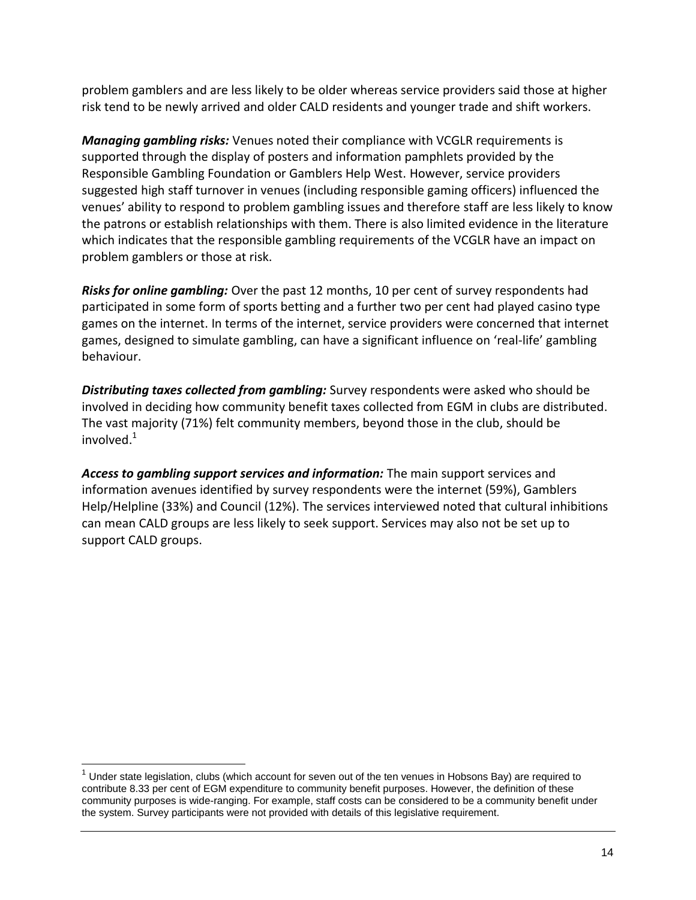problem gamblers and are less likely to be older whereas service providers said those at higher risk tend to be newly arrived and older CALD residents and younger trade and shift workers.

***Managing gambling risks:*** Venues noted their compliance with VCGLR requirements is supported through the display of posters and information pamphlets provided by the Responsible Gambling Foundation or Gamblers Help West. However, service providers suggested high staff turnover in venues (including responsible gaming officers) influenced the venues' ability to respond to problem gambling issues and therefore staff are less likely to know the patrons or establish relationships with them. There is also limited evidence in the literature which indicates that the responsible gambling requirements of the VCGLR have an impact on problem gamblers or those at risk.

***Risks for online gambling:*** Over the past 12 months, 10 per cent of survey respondents had participated in some form of sports betting and a further two per cent had played casino type games on the internet. In terms of the internet, service providers were concerned that internet games, designed to simulate gambling, can have a significant influence on 'real-life' gambling behaviour.

***Distributing taxes collected from gambling:*** Survey respondents were asked who should be involved in deciding how community benefit taxes collected from EGM in clubs are distributed. The vast majority (71%) felt community members, beyond those in the club, should be involved.[1]

***Access to gambling support services and information:*** The main support services and information avenues identified by survey respondents were the internet (59%), Gamblers Help/Helpline (33%) and Council (12%). The services interviewed noted that cultural inhibitions can mean CALD groups are less likely to seek support. Services may also not be set up to support CALD groups.

---

[1] Under state legislation, clubs (which account for seven out of the ten venues in Hobsons Bay) are required to contribute 8.33 per cent of EGM expenditure to community benefit purposes. However, the definition of these community purposes is wide-ranging. For example, staff costs can be considered to be a community benefit under the system. Survey participants were not provided with details of this legislative requirement.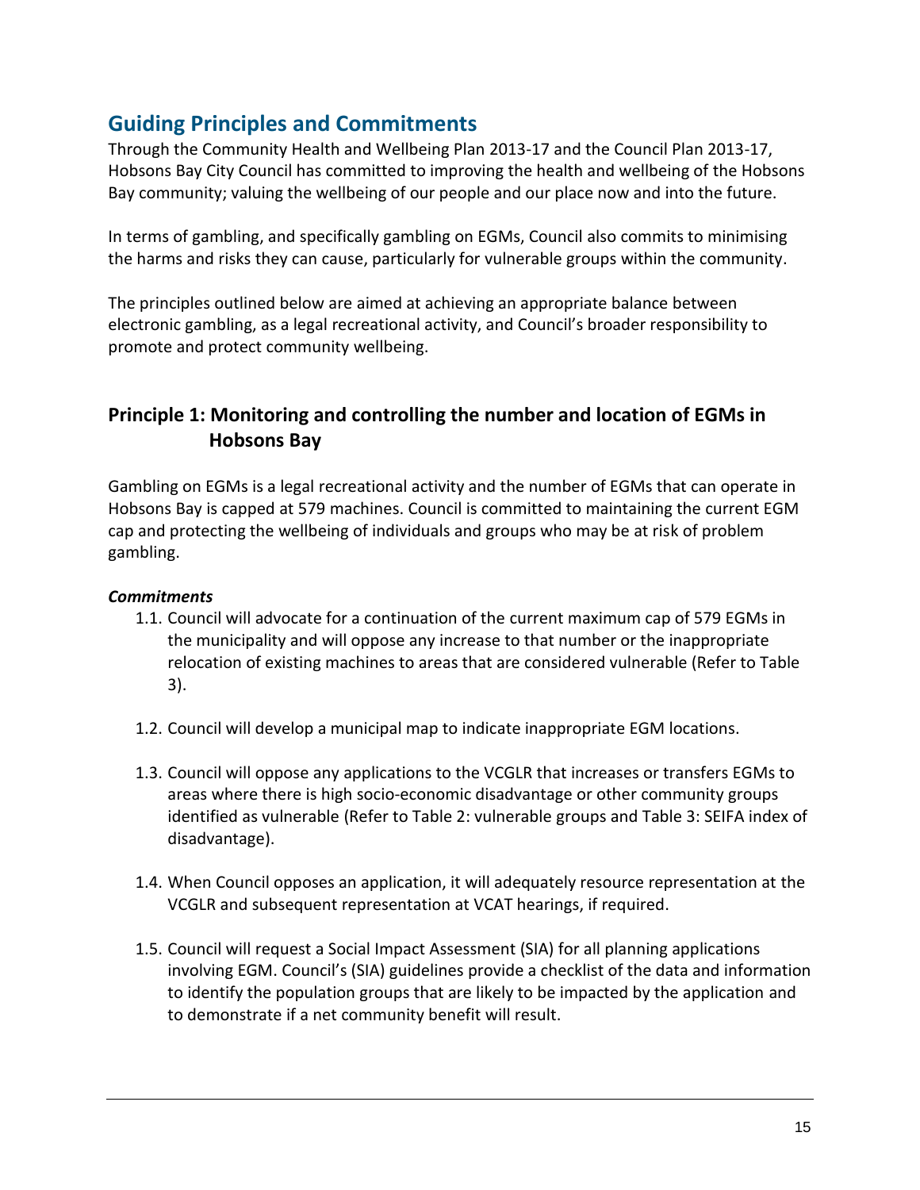## Guiding Principles and Commitments

Through the Community Health and Wellbeing Plan 2013-17 and the Council Plan 2013-17, Hobsons Bay City Council has committed to improving the health and wellbeing of the Hobsons Bay community; valuing the wellbeing of our people and our place now and into the future.

In terms of gambling, and specifically gambling on EGMs, Council also commits to minimising the harms and risks they can cause, particularly for vulnerable groups within the community.

The principles outlined below are aimed at achieving an appropriate balance between electronic gambling, as a legal recreational activity, and Council's broader responsibility to promote and protect community wellbeing.

### Principle 1: Monitoring and controlling the number and location of EGMs in Hobsons Bay

Gambling on EGMs is a legal recreational activity and the number of EGMs that can operate in Hobsons Bay is capped at 579 machines. Council is committed to maintaining the current EGM cap and protecting the wellbeing of individuals and groups who may be at risk of problem gambling.

***Commitments***

1.1. Council will advocate for a continuation of the current maximum cap of 579 EGMs in the municipality and will oppose any increase to that number or the inappropriate relocation of existing machines to areas that are considered vulnerable (Refer to Table 3).

1.2. Council will develop a municipal map to indicate inappropriate EGM locations.

1.3. Council will oppose any applications to the VCGLR that increases or transfers EGMs to areas where there is high socio-economic disadvantage or other community groups identified as vulnerable (Refer to Table 2: vulnerable groups and Table 3: SEIFA index of disadvantage).

1.4. When Council opposes an application, it will adequately resource representation at the VCGLR and subsequent representation at VCAT hearings, if required.

1.5. Council will request a Social Impact Assessment (SIA) for all planning applications involving EGM. Council's (SIA) guidelines provide a checklist of the data and information to identify the population groups that are likely to be impacted by the application and to demonstrate if a net community benefit will result.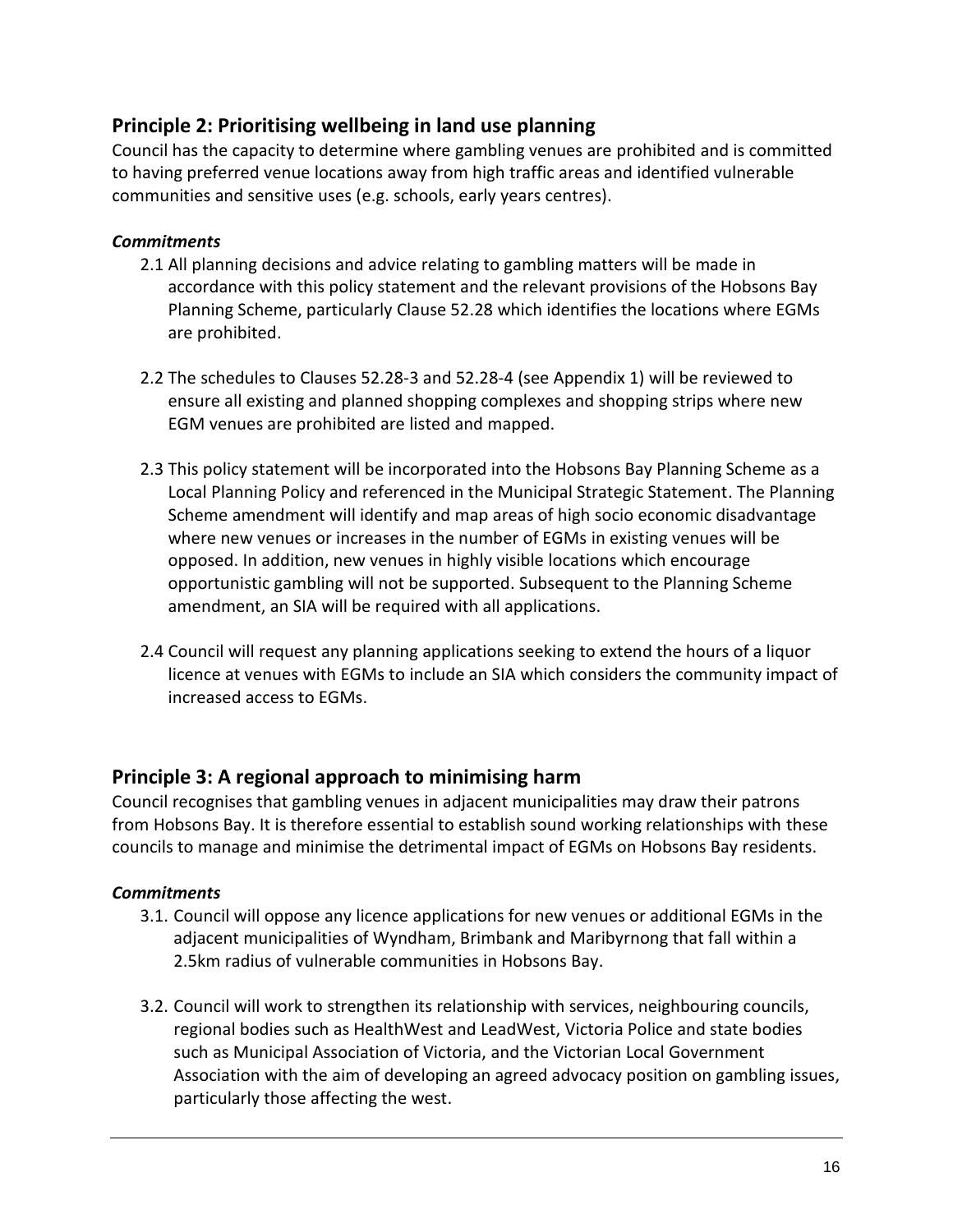## Principle 2: Prioritising wellbeing in land use planning

Council has the capacity to determine where gambling venues are prohibited and is committed to having preferred venue locations away from high traffic areas and identified vulnerable communities and sensitive uses (e.g. schools, early years centres).

### *Commitments*

2.1 All planning decisions and advice relating to gambling matters will be made in accordance with this policy statement and the relevant provisions of the Hobsons Bay Planning Scheme, particularly Clause 52.28 which identifies the locations where EGMs are prohibited.

2.2 The schedules to Clauses 52.28-3 and 52.28-4 (see Appendix 1) will be reviewed to ensure all existing and planned shopping complexes and shopping strips where new EGM venues are prohibited are listed and mapped.

2.3 This policy statement will be incorporated into the Hobsons Bay Planning Scheme as a Local Planning Policy and referenced in the Municipal Strategic Statement. The Planning Scheme amendment will identify and map areas of high socio economic disadvantage where new venues or increases in the number of EGMs in existing venues will be opposed. In addition, new venues in highly visible locations which encourage opportunistic gambling will not be supported. Subsequent to the Planning Scheme amendment, an SIA will be required with all applications.

2.4 Council will request any planning applications seeking to extend the hours of a liquor licence at venues with EGMs to include an SIA which considers the community impact of increased access to EGMs.

## Principle 3: A regional approach to minimising harm

Council recognises that gambling venues in adjacent municipalities may draw their patrons from Hobsons Bay. It is therefore essential to establish sound working relationships with these councils to manage and minimise the detrimental impact of EGMs on Hobsons Bay residents.

### *Commitments*

3.1. Council will oppose any licence applications for new venues or additional EGMs in the adjacent municipalities of Wyndham, Brimbank and Maribyrnong that fall within a 2.5km radius of vulnerable communities in Hobsons Bay.

3.2. Council will work to strengthen its relationship with services, neighbouring councils, regional bodies such as HealthWest and LeadWest, Victoria Police and state bodies such as Municipal Association of Victoria, and the Victorian Local Government Association with the aim of developing an agreed advocacy position on gambling issues, particularly those affecting the west.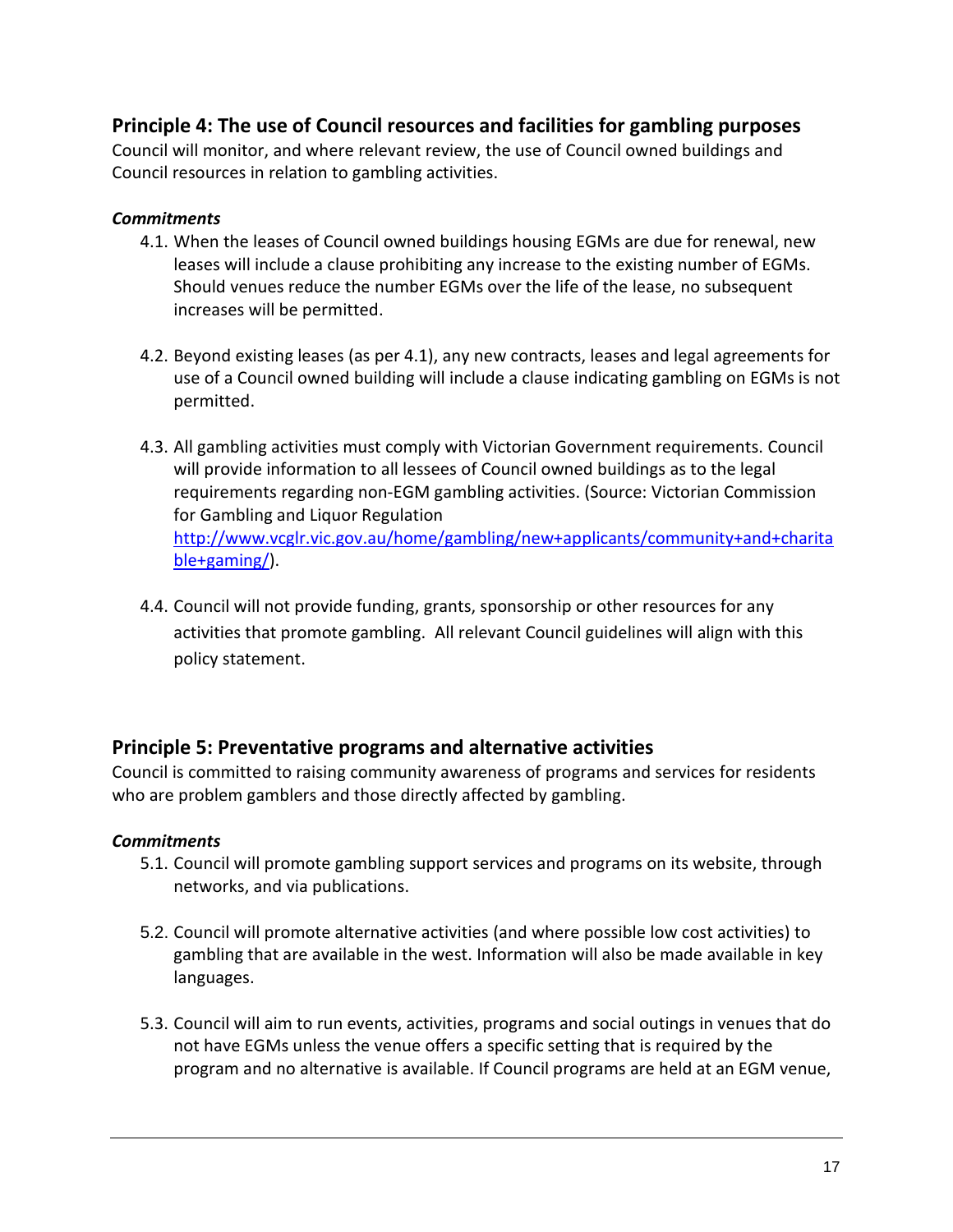## Principle 4: The use of Council resources and facilities for gambling purposes

Council will monitor, and where relevant review, the use of Council owned buildings and Council resources in relation to gambling activities.

### *Commitments*

4.1. When the leases of Council owned buildings housing EGMs are due for renewal, new leases will include a clause prohibiting any increase to the existing number of EGMs. Should venues reduce the number EGMs over the life of the lease, no subsequent increases will be permitted.

4.2. Beyond existing leases (as per 4.1), any new contracts, leases and legal agreements for use of a Council owned building will include a clause indicating gambling on EGMs is not permitted.

4.3. All gambling activities must comply with Victorian Government requirements. Council will provide information to all lessees of Council owned buildings as to the legal requirements regarding non-EGM gambling activities. (Source: Victorian Commission for Gambling and Liquor Regulation [http://www.vcglr.vic.gov.au/home/gambling/new+applicants/community+and+charitable+gaming/](http://www.vcglr.vic.gov.au/home/gambling/new+applicants/community+and+charitable+gaming/)).

4.4. Council will not provide funding, grants, sponsorship or other resources for any activities that promote gambling. All relevant Council guidelines will align with this policy statement.

## Principle 5: Preventative programs and alternative activities

Council is committed to raising community awareness of programs and services for residents who are problem gamblers and those directly affected by gambling.

### *Commitments*

5.1. Council will promote gambling support services and programs on its website, through networks, and via publications.

5.2. Council will promote alternative activities (and where possible low cost activities) to gambling that are available in the west. Information will also be made available in key languages.

5.3. Council will aim to run events, activities, programs and social outings in venues that do not have EGMs unless the venue offers a specific setting that is required by the program and no alternative is available. If Council programs are held at an EGM venue,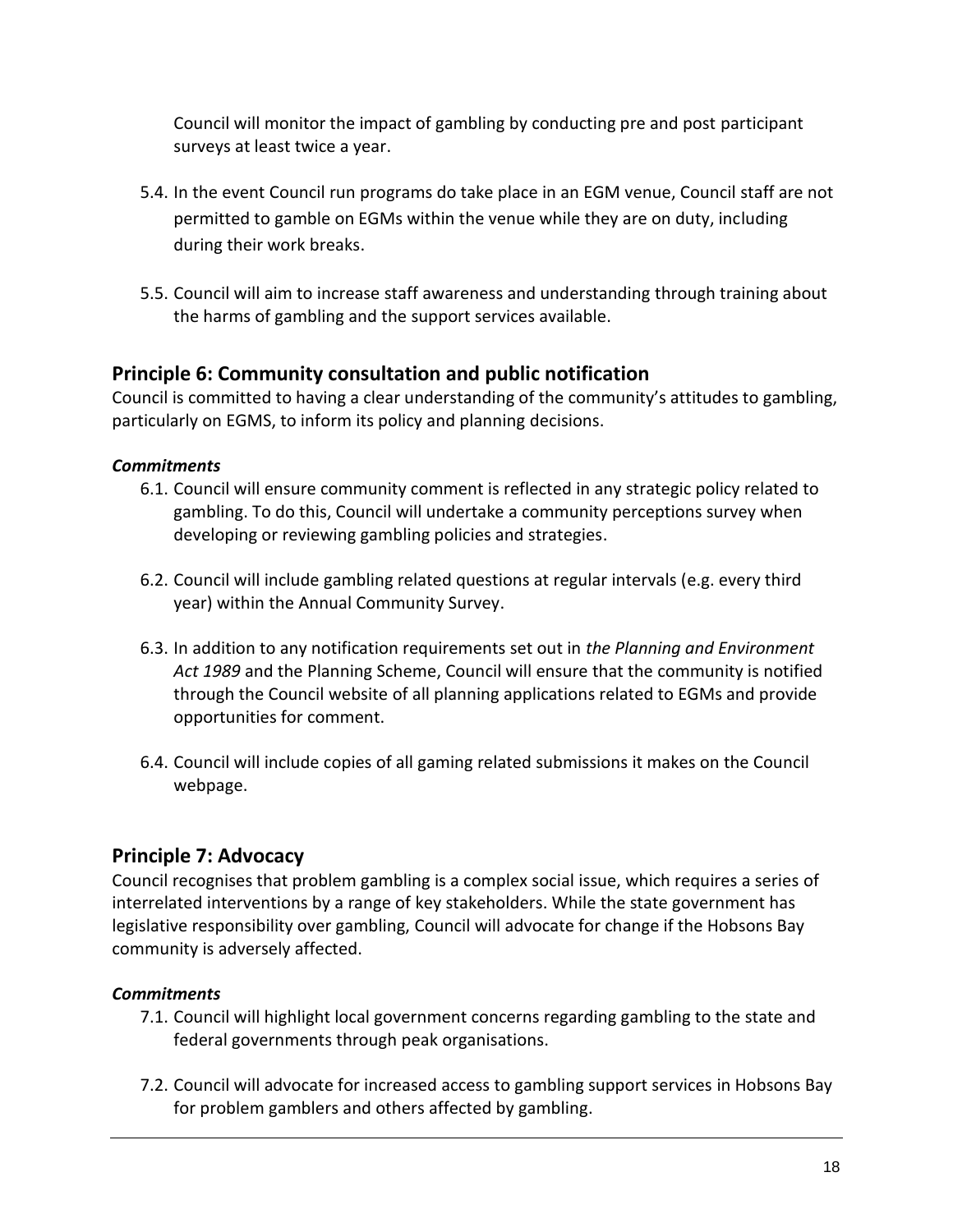Council will monitor the impact of gambling by conducting pre and post participant surveys at least twice a year.

5.4. In the event Council run programs do take place in an EGM venue, Council staff are not permitted to gamble on EGMs within the venue while they are on duty, including during their work breaks.

5.5. Council will aim to increase staff awareness and understanding through training about the harms of gambling and the support services available.

## Principle 6: Community consultation and public notification

Council is committed to having a clear understanding of the community's attitudes to gambling, particularly on EGMS, to inform its policy and planning decisions.

### *Commitments*

6.1. Council will ensure community comment is reflected in any strategic policy related to gambling. To do this, Council will undertake a community perceptions survey when developing or reviewing gambling policies and strategies.

6.2. Council will include gambling related questions at regular intervals (e.g. every third year) within the Annual Community Survey.

6.3. In addition to any notification requirements set out in *the Planning and Environment Act 1989* and the Planning Scheme, Council will ensure that the community is notified through the Council website of all planning applications related to EGMs and provide opportunities for comment.

6.4. Council will include copies of all gaming related submissions it makes on the Council webpage.

## Principle 7: Advocacy

Council recognises that problem gambling is a complex social issue, which requires a series of interrelated interventions by a range of key stakeholders. While the state government has legislative responsibility over gambling, Council will advocate for change if the Hobsons Bay community is adversely affected.

### *Commitments*

7.1. Council will highlight local government concerns regarding gambling to the state and federal governments through peak organisations.

7.2. Council will advocate for increased access to gambling support services in Hobsons Bay for problem gamblers and others affected by gambling.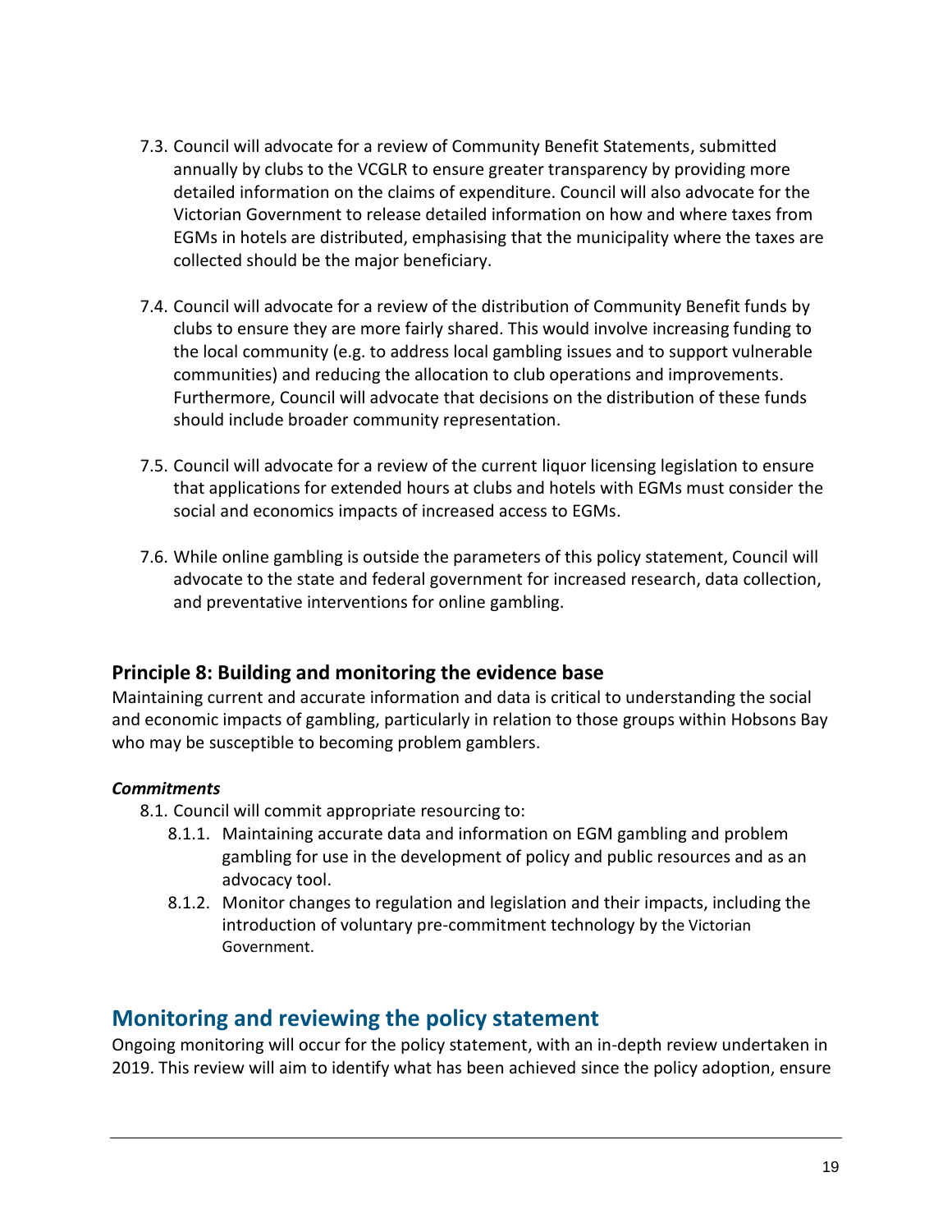7.3. Council will advocate for a review of Community Benefit Statements, submitted annually by clubs to the VCGLR to ensure greater transparency by providing more detailed information on the claims of expenditure. Council will also advocate for the Victorian Government to release detailed information on how and where taxes from EGMs in hotels are distributed, emphasising that the municipality where the taxes are collected should be the major beneficiary.

7.4. Council will advocate for a review of the distribution of Community Benefit funds by clubs to ensure they are more fairly shared. This would involve increasing funding to the local community (e.g. to address local gambling issues and to support vulnerable communities) and reducing the allocation to club operations and improvements. Furthermore, Council will advocate that decisions on the distribution of these funds should include broader community representation.

7.5. Council will advocate for a review of the current liquor licensing legislation to ensure that applications for extended hours at clubs and hotels with EGMs must consider the social and economics impacts of increased access to EGMs.

7.6. While online gambling is outside the parameters of this policy statement, Council will advocate to the state and federal government for increased research, data collection, and preventative interventions for online gambling.

### Principle 8: Building and monitoring the evidence base

Maintaining current and accurate information and data is critical to understanding the social and economic impacts of gambling, particularly in relation to those groups within Hobsons Bay who may be susceptible to becoming problem gamblers.

#### *Commitments*

8.1. Council will commit appropriate resourcing to:

- 8.1.1. Maintaining accurate data and information on EGM gambling and problem gambling for use in the development of policy and public resources and as an advocacy tool.
- 8.1.2. Monitor changes to regulation and legislation and their impacts, including the introduction of voluntary pre-commitment technology by the Victorian Government.

## Monitoring and reviewing the policy statement

Ongoing monitoring will occur for the policy statement, with an in-depth review undertaken in 2019. This review will aim to identify what has been achieved since the policy adoption, ensure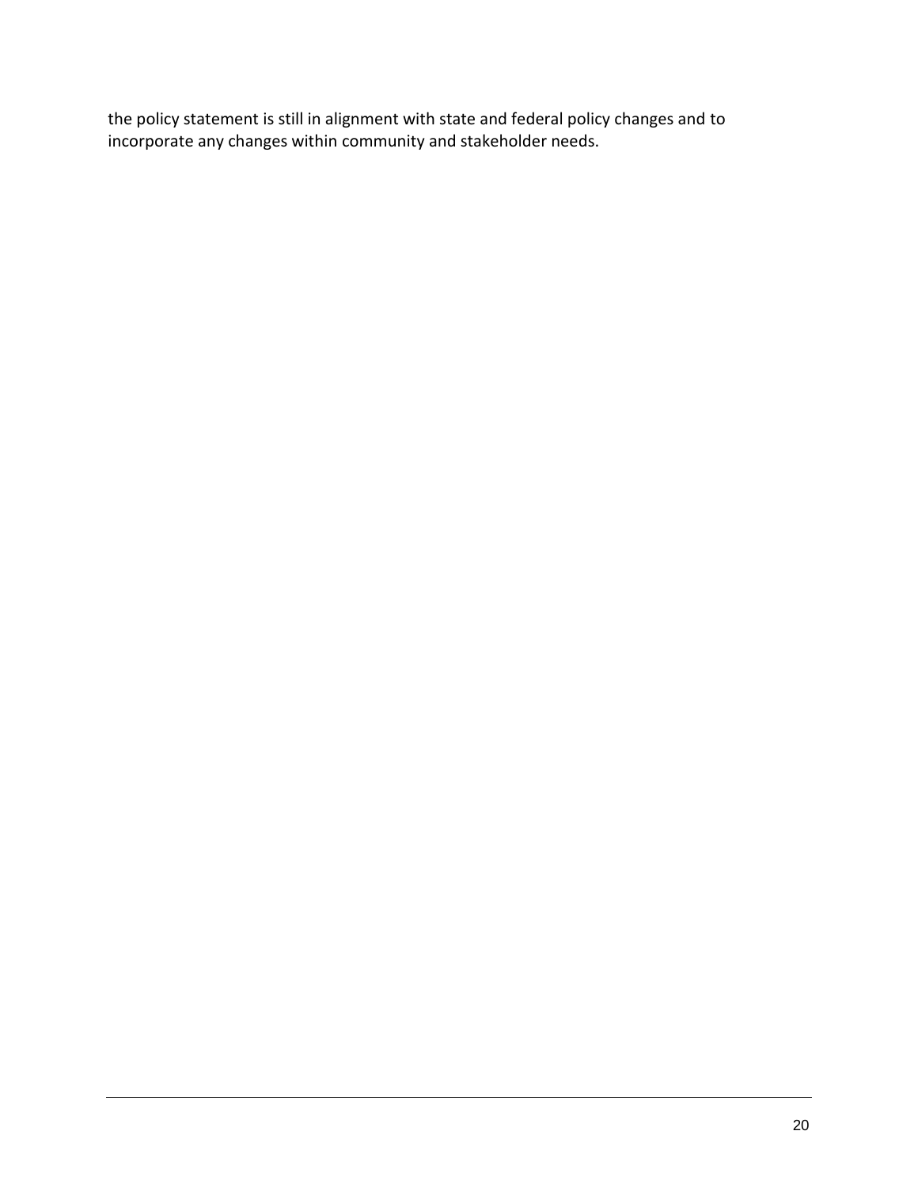the policy statement is still in alignment with state and federal policy changes and to incorporate any changes within community and stakeholder needs.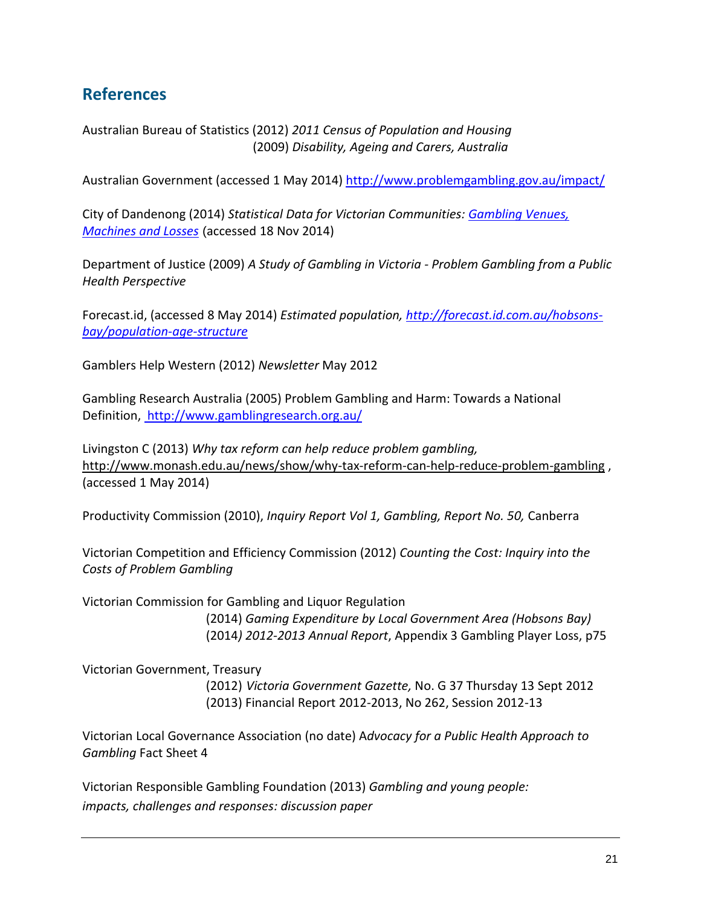## References

Australian Bureau of Statistics (2012) *2011 Census of Population and Housing*
(2009) *Disability, Ageing and Carers, Australia*

Australian Government (accessed 1 May 2014) http://www.problemgambling.gov.au/impact/

City of Dandenong (2014) *Statistical Data for Victorian Communities: Gambling Venues, Machines and Losses* (accessed 18 Nov 2014)

Department of Justice (2009) *A Study of Gambling in Victoria - Problem Gambling from a Public Health Perspective*

Forecast.id, (accessed 8 May 2014) *Estimated population, http://forecast.id.com.au/hobsons-bay/population-age-structure*

Gamblers Help Western (2012) *Newsletter* May 2012

Gambling Research Australia (2005) Problem Gambling and Harm: Towards a National Definition, http://www.gamblingresearch.org.au/

Livingston C (2013) *Why tax reform can help reduce problem gambling,* http://www.monash.edu.au/news/show/why-tax-reform-can-help-reduce-problem-gambling , (accessed 1 May 2014)

Productivity Commission (2010), *Inquiry Report Vol 1, Gambling, Report No. 50,* Canberra

Victorian Competition and Efficiency Commission (2012) *Counting the Cost: Inquiry into the Costs of Problem Gambling*

Victorian Commission for Gambling and Liquor Regulation
(2014) *Gaming Expenditure by Local Government Area (Hobsons Bay)*
(2014*) 2012-2013 Annual Report*, Appendix 3 Gambling Player Loss, p75

Victorian Government, Treasury
(2012) *Victoria Government Gazette,* No. G 37 Thursday 13 Sept 2012
(2013) Financial Report 2012-2013, No 262, Session 2012-13

Victorian Local Governance Association (no date) A*dvocacy for a Public Health Approach to Gambling* Fact Sheet 4

Victorian Responsible Gambling Foundation (2013) *Gambling and young people: impacts, challenges and responses: discussion paper*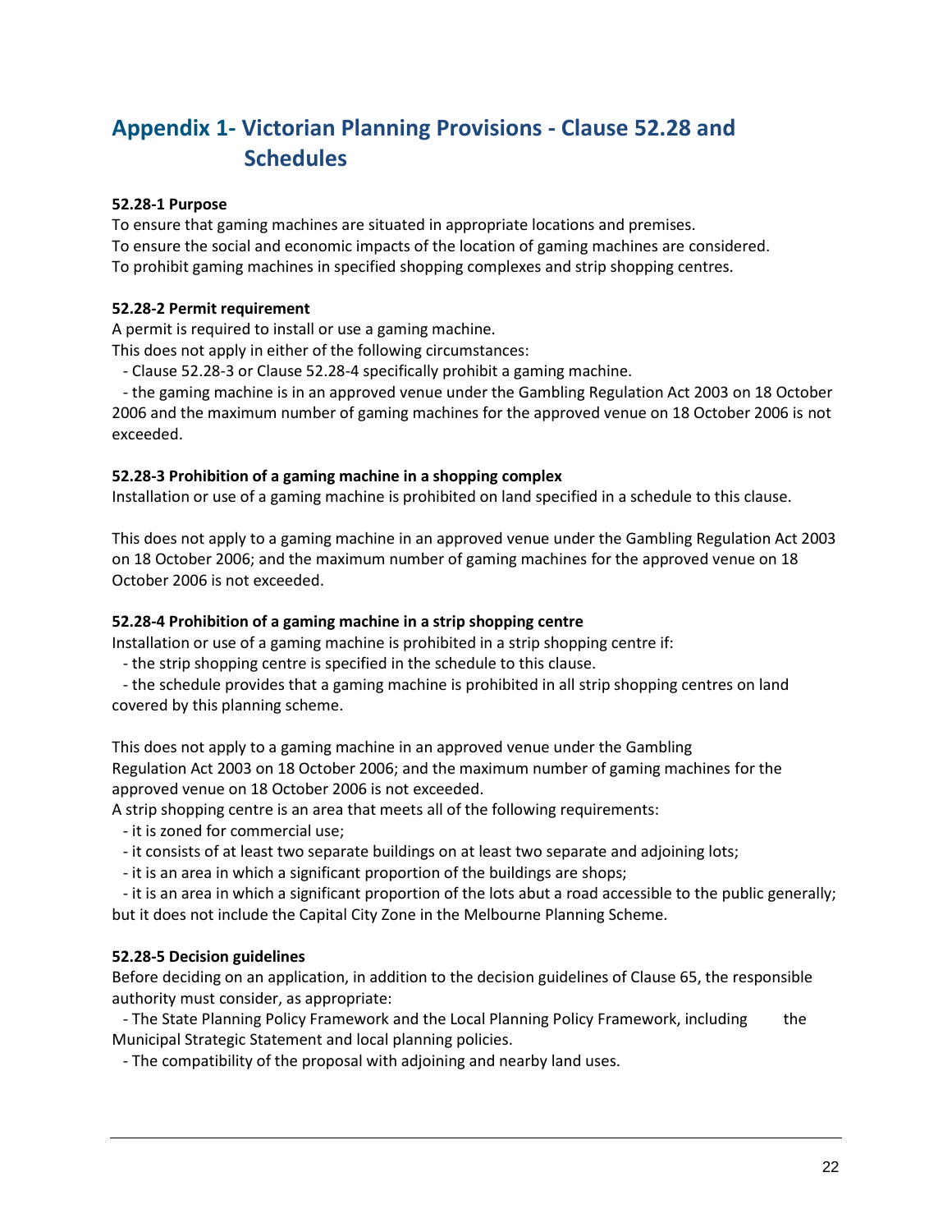# Appendix 1- Victorian Planning Provisions - Clause 52.28 and Schedules

**52.28-1 Purpose**

To ensure that gaming machines are situated in appropriate locations and premises.
To ensure the social and economic impacts of the location of gaming machines are considered.
To prohibit gaming machines in specified shopping complexes and strip shopping centres.

**52.28-2 Permit requirement**

A permit is required to install or use a gaming machine.
This does not apply in either of the following circumstances:

- Clause 52.28-3 or Clause 52.28-4 specifically prohibit a gaming machine.
- the gaming machine is in an approved venue under the Gambling Regulation Act 2003 on 18 October 2006 and the maximum number of gaming machines for the approved venue on 18 October 2006 is not exceeded.

**52.28-3 Prohibition of a gaming machine in a shopping complex**

Installation or use of a gaming machine is prohibited on land specified in a schedule to this clause.

This does not apply to a gaming machine in an approved venue under the Gambling Regulation Act 2003 on 18 October 2006; and the maximum number of gaming machines for the approved venue on 18 October 2006 is not exceeded.

**52.28-4 Prohibition of a gaming machine in a strip shopping centre**

Installation or use of a gaming machine is prohibited in a strip shopping centre if:

- the strip shopping centre is specified in the schedule to this clause.
- the schedule provides that a gaming machine is prohibited in all strip shopping centres on land covered by this planning scheme.

This does not apply to a gaming machine in an approved venue under the Gambling Regulation Act 2003 on 18 October 2006; and the maximum number of gaming machines for the approved venue on 18 October 2006 is not exceeded.

A strip shopping centre is an area that meets all of the following requirements:

- it is zoned for commercial use;
- it consists of at least two separate buildings on at least two separate and adjoining lots;
- it is an area in which a significant proportion of the buildings are shops;
- it is an area in which a significant proportion of the lots abut a road accessible to the public generally;

but it does not include the Capital City Zone in the Melbourne Planning Scheme.

**52.28-5 Decision guidelines**

Before deciding on an application, in addition to the decision guidelines of Clause 65, the responsible authority must consider, as appropriate:

- The State Planning Policy Framework and the Local Planning Policy Framework, including the Municipal Strategic Statement and local planning policies.
- The compatibility of the proposal with adjoining and nearby land uses.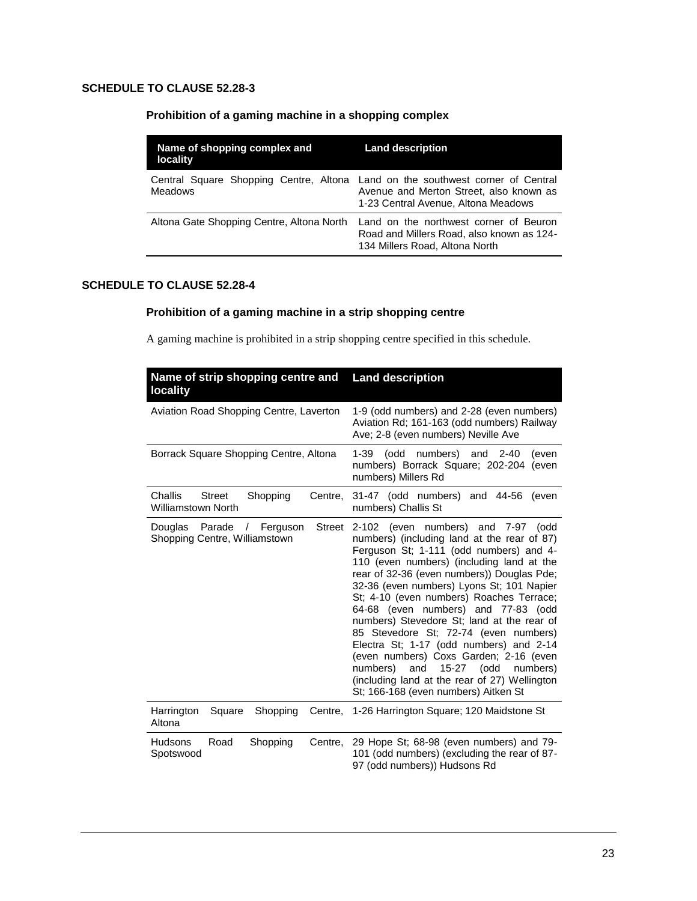## SCHEDULE TO CLAUSE 52.28-3

### Prohibition of a gaming machine in a shopping complex

| Name of shopping complex and locality | Land description |
|---|---|
| Central Square Shopping Centre, Altona Meadows | Land on the southwest corner of Central Avenue and Merton Street, also known as 1-23 Central Avenue, Altona Meadows |
| Altona Gate Shopping Centre, Altona North | Land on the northwest corner of Beuron Road and Millers Road, also known as 124-134 Millers Road, Altona North |

## SCHEDULE TO CLAUSE 52.28-4

### Prohibition of a gaming machine in a strip shopping centre

A gaming machine is prohibited in a strip shopping centre specified in this schedule.

| Name of strip shopping centre and locality | Land description |
|---|---|
| Aviation Road Shopping Centre, Laverton | 1-9 (odd numbers) and 2-28 (even numbers) Aviation Rd; 161-163 (odd numbers) Railway Ave; 2-8 (even numbers) Neville Ave |
| Borrack Square Shopping Centre, Altona | 1-39 (odd numbers) and 2-40 (even numbers) Borrack Square; 202-204 (even numbers) Millers Rd |
| Challis Street Shopping Centre, Williamstown North | 31-47 (odd numbers) and 44-56 (even numbers) Challis St |
| Douglas Parade / Ferguson Street Shopping Centre, Williamstown | 2-102 (even numbers) and 7-97 (odd numbers) (including land at the rear of 87) Ferguson St; 1-111 (odd numbers) and 4-110 (even numbers) (including land at the rear of 32-36 (even numbers)) Douglas Pde; 32-36 (even numbers) Lyons St; 101 Napier St; 4-10 (even numbers) Roaches Terrace; 64-68 (even numbers) and 77-83 (odd numbers) Stevedore St; land at the rear of 85 Stevedore St; 72-74 (even numbers) Electra St; 1-17 (odd numbers) and 2-14 (even numbers) Coxs Garden; 2-16 (even numbers) and 15-27 (odd numbers) (including land at the rear of 27) Wellington St; 166-168 (even numbers) Aitken St |
| Harrington Square Shopping Centre, Altona | 1-26 Harrington Square; 120 Maidstone St |
| Hudsons Road Shopping Centre, Spotswood | 29 Hope St; 68-98 (even numbers) and 79-101 (odd numbers) (excluding the rear of 87-97 (odd numbers)) Hudsons Rd |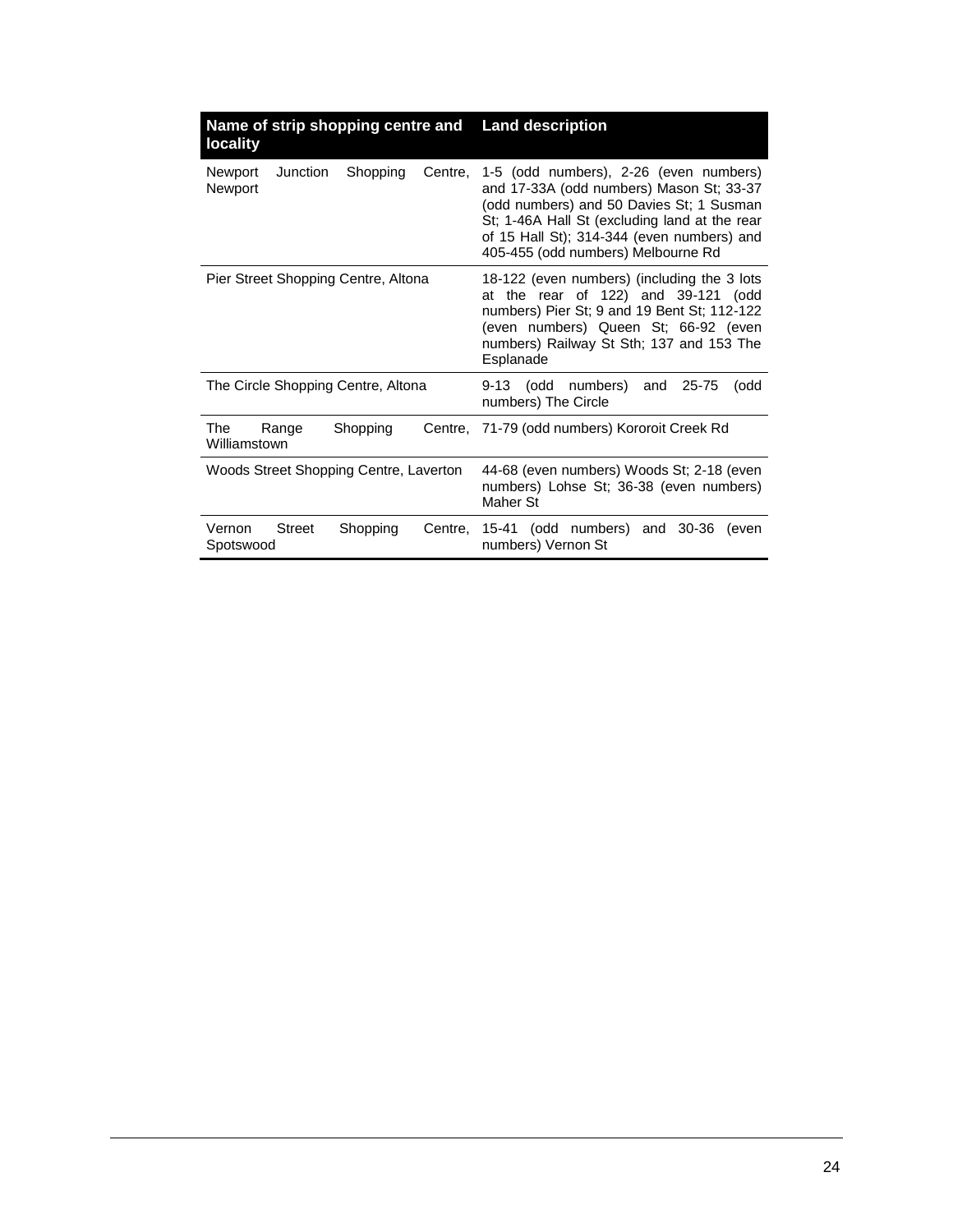| Name of strip shopping centre and locality | Land description |
|---|---|
| Newport Junction Shopping Centre, Newport | 1-5 (odd numbers), 2-26 (even numbers) and 17-33A (odd numbers) Mason St; 33-37 (odd numbers) and 50 Davies St; 1 Susman St; 1-46A Hall St (excluding land at the rear of 15 Hall St); 314-344 (even numbers) and 405-455 (odd numbers) Melbourne Rd |
| Pier Street Shopping Centre, Altona | 18-122 (even numbers) (including the 3 lots at the rear of 122) and 39-121 (odd numbers) Pier St; 9 and 19 Bent St; 112-122 (even numbers) Queen St; 66-92 (even numbers) Railway St Sth; 137 and 153 The Esplanade |
| The Circle Shopping Centre, Altona | 9-13 (odd numbers) and 25-75 (odd numbers) The Circle |
| The Range Shopping Centre, Williamstown | 71-79 (odd numbers) Kororoit Creek Rd |
| Woods Street Shopping Centre, Laverton | 44-68 (even numbers) Woods St; 2-18 (even numbers) Lohse St; 36-38 (even numbers) Maher St |
| Vernon Street Shopping Centre, Spotswood | 15-41 (odd numbers) and 30-36 (even numbers) Vernon St |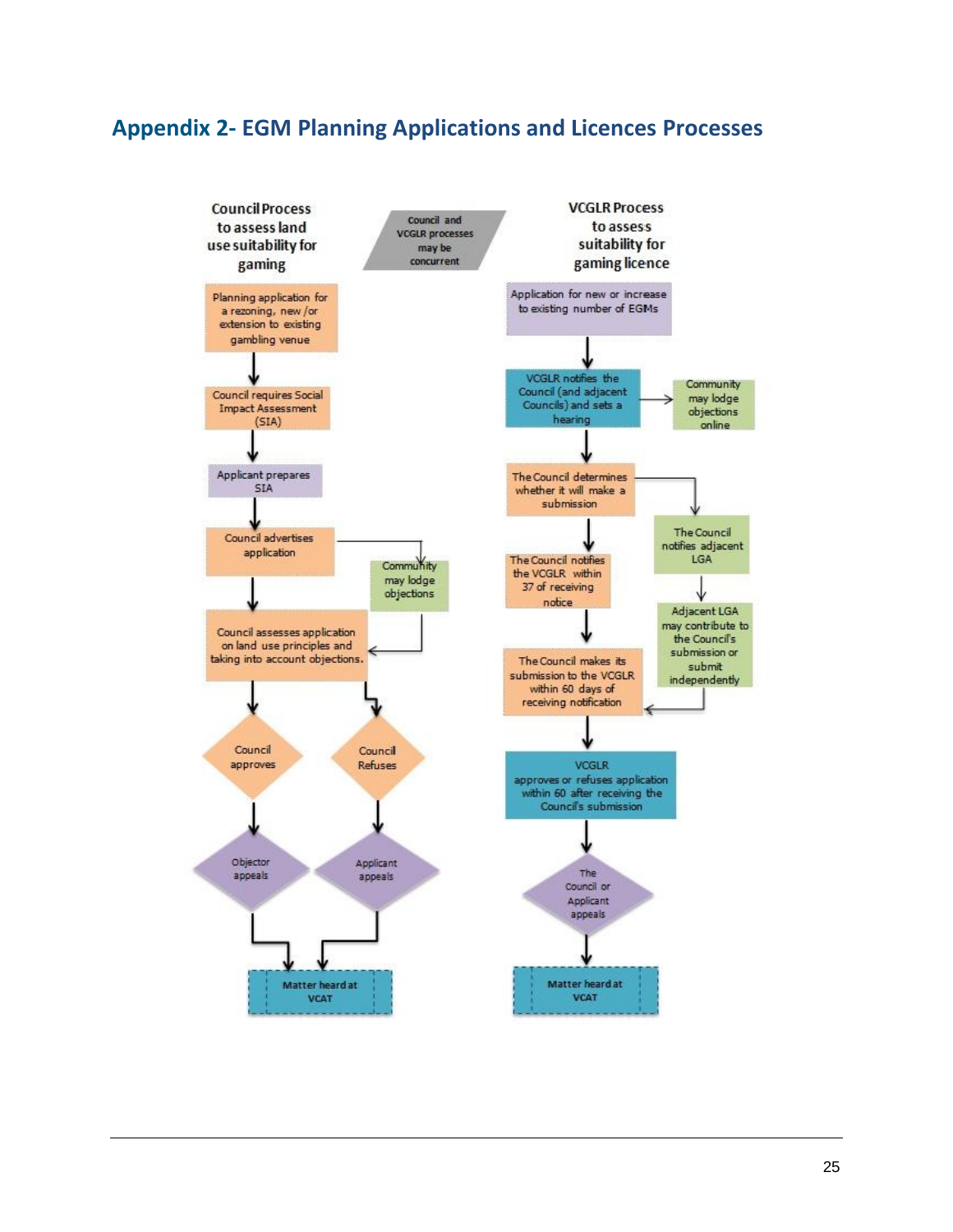## Appendix 2- EGM Planning Applications and Licences Processes

**Council and VCGLR processes may be concurrent**

### Council Process to assess land use suitability for gaming

1. Planning application for a rezoning, new /or extension to existing gambling venue
2. Council requires Social Impact Assessment (SIA)
3. Applicant prepares SIA
4. Council advertises application → Community may lodge objections
5. Council assesses application on land use principles and taking into account objections.
6. Council approves → Objector appeals → Matter heard at VCAT
7. Council Refuses → Applicant appeals → Matter heard at VCAT

### VCGLR Process to assess suitability for gaming licence

1. Application for new or increase to existing number of EGMs
2. VCGLR notifies the Council (and adjacent Councils) and sets a hearing → Community may lodge objections online
3. The Council determines whether it will make a submission → The Council notifies adjacent LGA → Adjacent LGA may contribute to the Council's submission or submit independently
4. The Council notifies the VCGLR within 37 of receiving notice
5. The Council makes its submission to the VCGLR within 60 days of receiving notification
6. VCGLR approves or refuses application within 60 after receiving the Council's submission
7. The Council or Applicant appeals
8. Matter heard at VCAT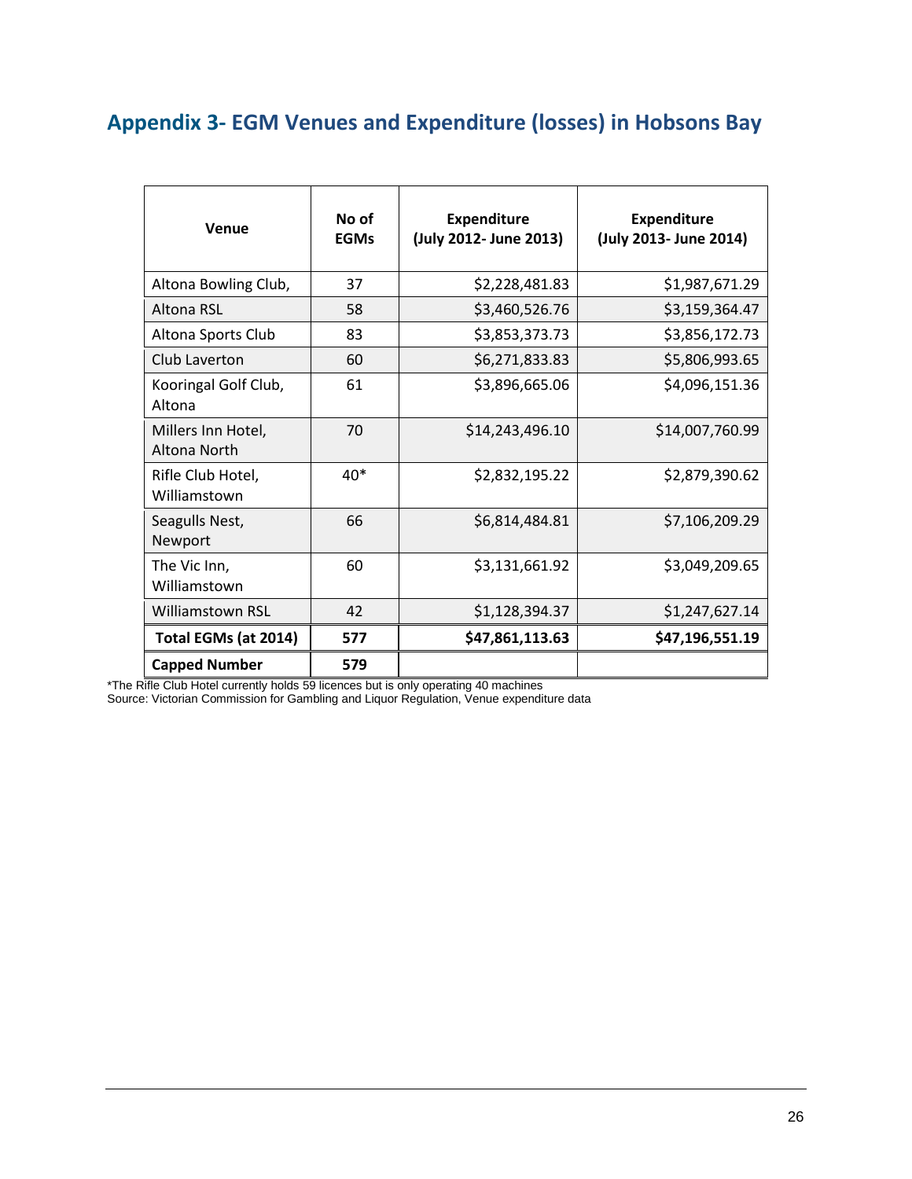## Appendix 3- EGM Venues and Expenditure (losses) in Hobsons Bay

| Venue | No of EGMs | Expenditure (July 2012- June 2013) | Expenditure (July 2013- June 2014) |
|---|---|---|---|
| Altona Bowling Club, | 37 | $2,228,481.83 | $1,987,671.29 |
| Altona RSL | 58 | $3,460,526.76 | $3,159,364.47 |
| Altona Sports Club | 83 | $3,853,373.73 | $3,856,172.73 |
| Club Laverton | 60 | $6,271,833.83 | $5,806,993.65 |
| Kooringal Golf Club, Altona | 61 | $3,896,665.06 | $4,096,151.36 |
| Millers Inn Hotel, Altona North | 70 | $14,243,496.10 | $14,007,760.99 |
| Rifle Club Hotel, Williamstown | 40* | $2,832,195.22 | $2,879,390.62 |
| Seagulls Nest, Newport | 66 | $6,814,484.81 | $7,106,209.29 |
| The Vic Inn, Williamstown | 60 | $3,131,661.92 | $3,049,209.65 |
| Williamstown RSL | 42 | $1,128,394.37 | $1,247,627.14 |
| **Total EGMs (at 2014)** | **577** | **$47,861,113.63** | **$47,196,551.19** |
| **Capped Number** | **579** | | |

*The Rifle Club Hotel currently holds 59 licences but is only operating 40 machines

Source: Victorian Commission for Gambling and Liquor Regulation, Venue expenditure data